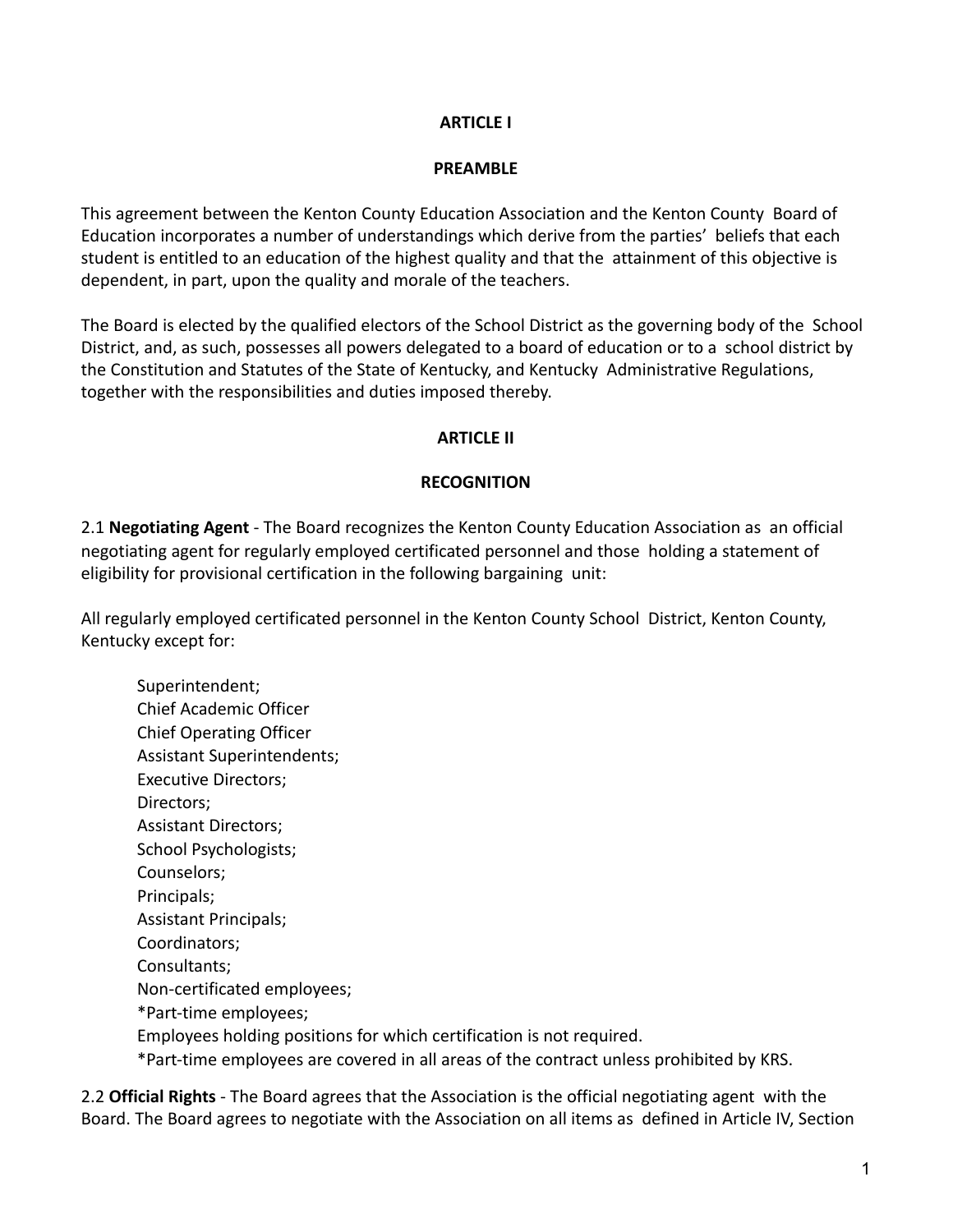# ARTICLE I

## PREAMBLE

This agreement between the Kenton County Education Association and the Kenton County Board of Education incorporates a number of understandings which derive from the parties' beliefs that each student is entitled to an education of the highest quality and that the attainment of this objective is dependent, in part, upon the quality and morale of the teachers.

The Board is elected by the qualified electors of the School District as the governing body of the School District, and, as such, possesses all powers delegated to a board of education or to a school district by the Constitution and Statutes of the State of Kentucky, and Kentucky Administrative Regulations, together with the responsibilities and duties imposed thereby.

# ARTICLE II

## RECOGNITION

2.1 **Negotiating Agent** - The Board recognizes the Kenton County Education Association as an official negotiating agent for regularly employed certificated personnel and those holding a statement of eligibility for provisional certification in the following bargaining unit:

All regularly employed certificated personnel in the Kenton County School District, Kenton County, Kentucky except for:

> Superintendent;
> Chief Academic Officer
> Chief Operating Officer
> Assistant Superintendents;
> Executive Directors;
> Directors;
> Assistant Directors;
> School Psychologists;
> Counselors;
> Principals;
> Assistant Principals;
> Coordinators;
> Consultants;
> Non-certificated employees;
> *Part-time employees;
> Employees holding positions for which certification is not required.
> *Part-time employees are covered in all areas of the contract unless prohibited by KRS.

2.2 **Official Rights** - The Board agrees that the Association is the official negotiating agent with the Board. The Board agrees to negotiate with the Association on all items as defined in Article IV, Section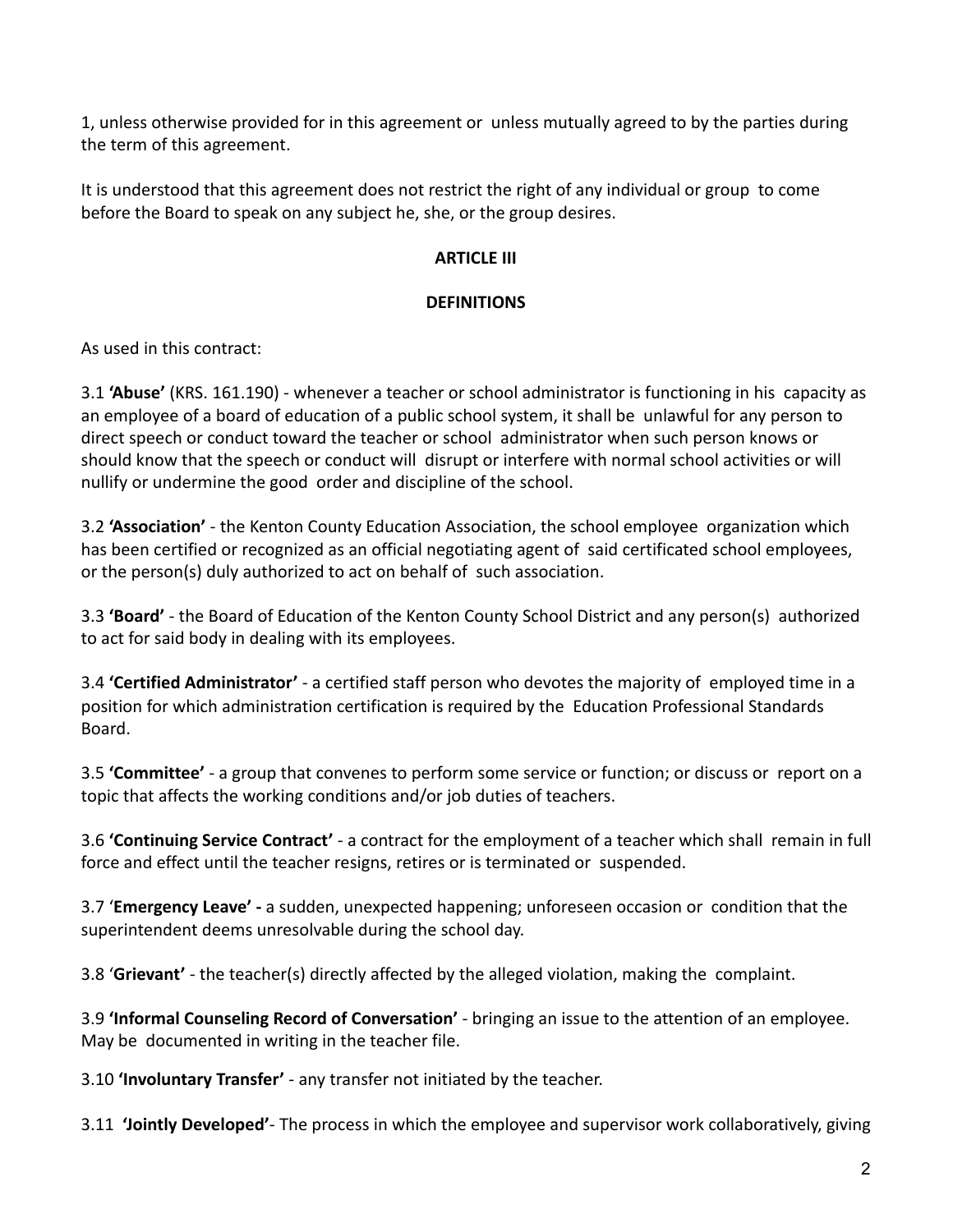1, unless otherwise provided for in this agreement or unless mutually agreed to by the parties during the term of this agreement.

It is understood that this agreement does not restrict the right of any individual or group to come before the Board to speak on any subject he, she, or the group desires.

## ARTICLE III

## DEFINITIONS

As used in this contract:

3.1 **'Abuse'** (KRS. 161.190) - whenever a teacher or school administrator is functioning in his capacity as an employee of a board of education of a public school system, it shall be unlawful for any person to direct speech or conduct toward the teacher or school administrator when such person knows or should know that the speech or conduct will disrupt or interfere with normal school activities or will nullify or undermine the good order and discipline of the school.

3.2 **'Association'** - the Kenton County Education Association, the school employee organization which has been certified or recognized as an official negotiating agent of said certificated school employees, or the person(s) duly authorized to act on behalf of such association.

3.3 **'Board'** - the Board of Education of the Kenton County School District and any person(s) authorized to act for said body in dealing with its employees.

3.4 **'Certified Administrator'** - a certified staff person who devotes the majority of employed time in a position for which administration certification is required by the Education Professional Standards Board.

3.5 **'Committee'** - a group that convenes to perform some service or function; or discuss or report on a topic that affects the working conditions and/or job duties of teachers.

3.6 **'Continuing Service Contract'** - a contract for the employment of a teacher which shall remain in full force and effect until the teacher resigns, retires or is terminated or suspended.

3.7 '**Emergency Leave' -** a sudden, unexpected happening; unforeseen occasion or condition that the superintendent deems unresolvable during the school day.

3.8 '**Grievant'** - the teacher(s) directly affected by the alleged violation, making the complaint.

3.9 **'Informal Counseling Record of Conversation'** - bringing an issue to the attention of an employee. May be documented in writing in the teacher file.

3.10 **'Involuntary Transfer'** - any transfer not initiated by the teacher.

3.11 **'Jointly Developed'**- The process in which the employee and supervisor work collaboratively, giving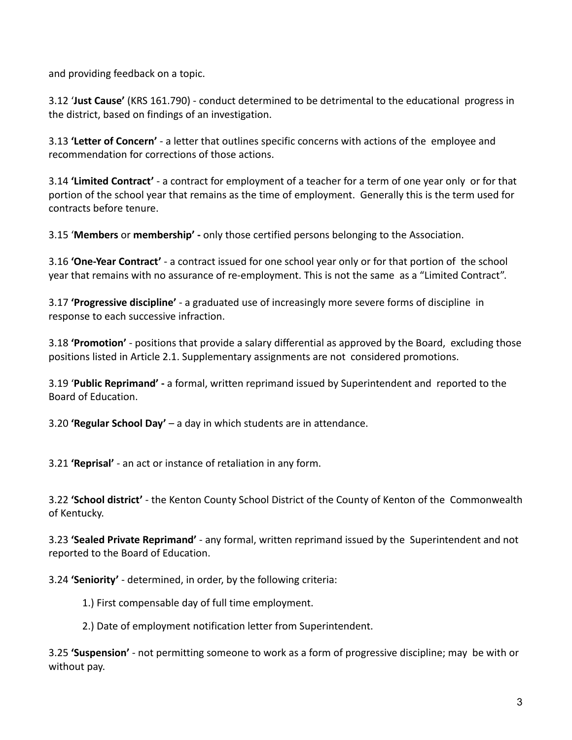and providing feedback on a topic.

3.12 '**Just Cause'** (KRS 161.790) - conduct determined to be detrimental to the educational progress in the district, based on findings of an investigation.

3.13 **'Letter of Concern'** - a letter that outlines specific concerns with actions of the employee and recommendation for corrections of those actions.

3.14 **'Limited Contract'** - a contract for employment of a teacher for a term of one year only or for that portion of the school year that remains as the time of employment. Generally this is the term used for contracts before tenure.

3.15 '**Members** or **membership' -** only those certified persons belonging to the Association.

3.16 **'One-Year Contract'** - a contract issued for one school year only or for that portion of the school year that remains with no assurance of re-employment. This is not the same as a "Limited Contract".

3.17 **'Progressive discipline'** - a graduated use of increasingly more severe forms of discipline in response to each successive infraction.

3.18 **'Promotion'** - positions that provide a salary differential as approved by the Board, excluding those positions listed in Article 2.1. Supplementary assignments are not considered promotions.

3.19 '**Public Reprimand' -** a formal, written reprimand issued by Superintendent and reported to the Board of Education.

3.20 **'Regular School Day'** – a day in which students are in attendance.

3.21 **'Reprisal'** - an act or instance of retaliation in any form.

3.22 **'School district'** - the Kenton County School District of the County of Kenton of the Commonwealth of Kentucky.

3.23 **'Sealed Private Reprimand'** - any formal, written reprimand issued by the Superintendent and not reported to the Board of Education.

3.24 **'Seniority'** - determined, in order, by the following criteria:

1.) First compensable day of full time employment.

2.) Date of employment notification letter from Superintendent.

3.25 **'Suspension'** - not permitting someone to work as a form of progressive discipline; may be with or without pay.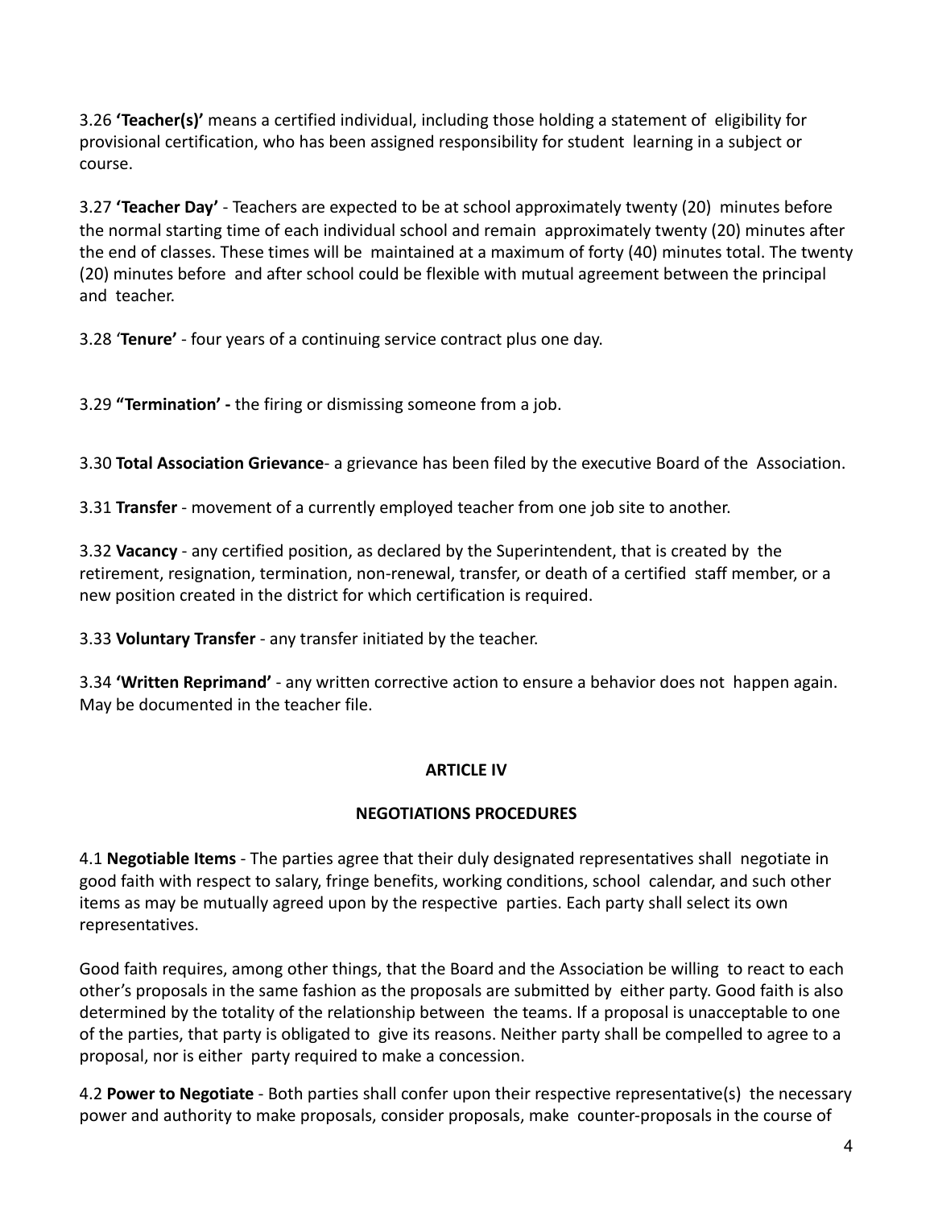3.26 **'Teacher(s)'** means a certified individual, including those holding a statement of eligibility for provisional certification, who has been assigned responsibility for student learning in a subject or course.

3.27 **'Teacher Day'** - Teachers are expected to be at school approximately twenty (20) minutes before the normal starting time of each individual school and remain approximately twenty (20) minutes after the end of classes. These times will be maintained at a maximum of forty (40) minutes total. The twenty (20) minutes before and after school could be flexible with mutual agreement between the principal and teacher.

3.28 '**Tenure'** - four years of a continuing service contract plus one day.

3.29 **"Termination' -** the firing or dismissing someone from a job.

3.30 **Total Association Grievance**- a grievance has been filed by the executive Board of the Association.

3.31 **Transfer** - movement of a currently employed teacher from one job site to another.

3.32 **Vacancy** - any certified position, as declared by the Superintendent, that is created by the retirement, resignation, termination, non-renewal, transfer, or death of a certified staff member, or a new position created in the district for which certification is required.

3.33 **Voluntary Transfer** - any transfer initiated by the teacher.

3.34 **'Written Reprimand'** - any written corrective action to ensure a behavior does not happen again. May be documented in the teacher file.

## ARTICLE IV

## NEGOTIATIONS PROCEDURES

4.1 **Negotiable Items** - The parties agree that their duly designated representatives shall negotiate in good faith with respect to salary, fringe benefits, working conditions, school calendar, and such other items as may be mutually agreed upon by the respective parties. Each party shall select its own representatives.

Good faith requires, among other things, that the Board and the Association be willing to react to each other's proposals in the same fashion as the proposals are submitted by either party. Good faith is also determined by the totality of the relationship between the teams. If a proposal is unacceptable to one of the parties, that party is obligated to give its reasons. Neither party shall be compelled to agree to a proposal, nor is either party required to make a concession.

4.2 **Power to Negotiate** - Both parties shall confer upon their respective representative(s) the necessary power and authority to make proposals, consider proposals, make counter-proposals in the course of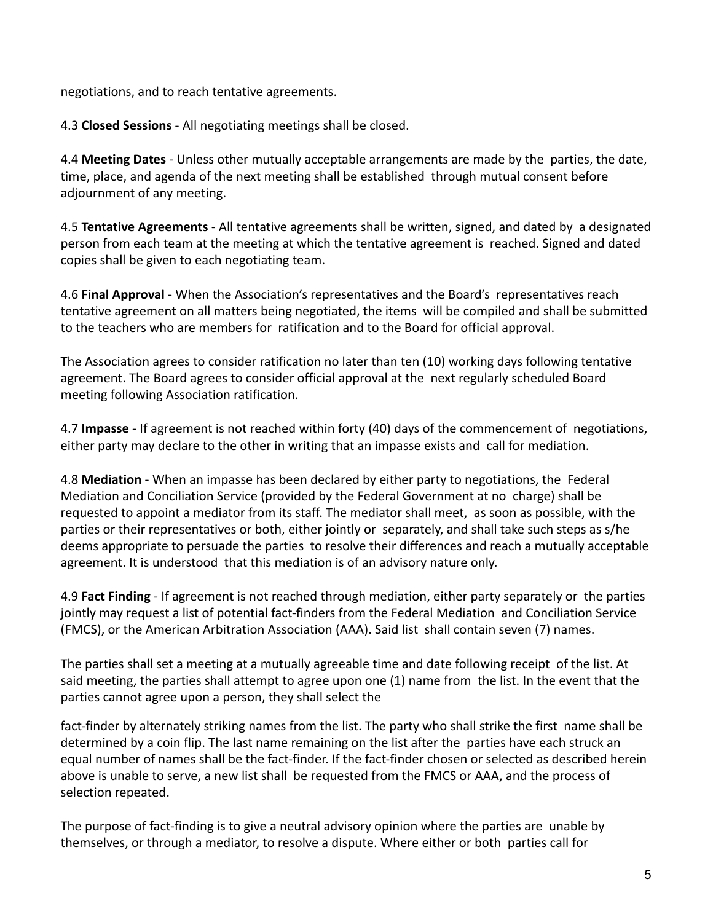negotiations, and to reach tentative agreements.

4.3 **Closed Sessions** - All negotiating meetings shall be closed.

4.4 **Meeting Dates** - Unless other mutually acceptable arrangements are made by the parties, the date, time, place, and agenda of the next meeting shall be established through mutual consent before adjournment of any meeting.

4.5 **Tentative Agreements** - All tentative agreements shall be written, signed, and dated by a designated person from each team at the meeting at which the tentative agreement is reached. Signed and dated copies shall be given to each negotiating team.

4.6 **Final Approval** - When the Association's representatives and the Board's representatives reach tentative agreement on all matters being negotiated, the items will be compiled and shall be submitted to the teachers who are members for ratification and to the Board for official approval.

The Association agrees to consider ratification no later than ten (10) working days following tentative agreement. The Board agrees to consider official approval at the next regularly scheduled Board meeting following Association ratification.

4.7 **Impasse** - If agreement is not reached within forty (40) days of the commencement of negotiations, either party may declare to the other in writing that an impasse exists and call for mediation.

4.8 **Mediation** - When an impasse has been declared by either party to negotiations, the Federal Mediation and Conciliation Service (provided by the Federal Government at no charge) shall be requested to appoint a mediator from its staff. The mediator shall meet, as soon as possible, with the parties or their representatives or both, either jointly or separately, and shall take such steps as s/he deems appropriate to persuade the parties to resolve their differences and reach a mutually acceptable agreement. It is understood that this mediation is of an advisory nature only.

4.9 **Fact Finding** - If agreement is not reached through mediation, either party separately or the parties jointly may request a list of potential fact-finders from the Federal Mediation and Conciliation Service (FMCS), or the American Arbitration Association (AAA). Said list shall contain seven (7) names.

The parties shall set a meeting at a mutually agreeable time and date following receipt of the list. At said meeting, the parties shall attempt to agree upon one (1) name from the list. In the event that the parties cannot agree upon a person, they shall select the fact-finder by alternately striking names from the list. The party who shall strike the first name shall be determined by a coin flip. The last name remaining on the list after the parties have each struck an equal number of names shall be the fact-finder. If the fact-finder chosen or selected as described herein above is unable to serve, a new list shall be requested from the FMCS or AAA, and the process of selection repeated.

The purpose of fact-finding is to give a neutral advisory opinion where the parties are unable by themselves, or through a mediator, to resolve a dispute. Where either or both parties call for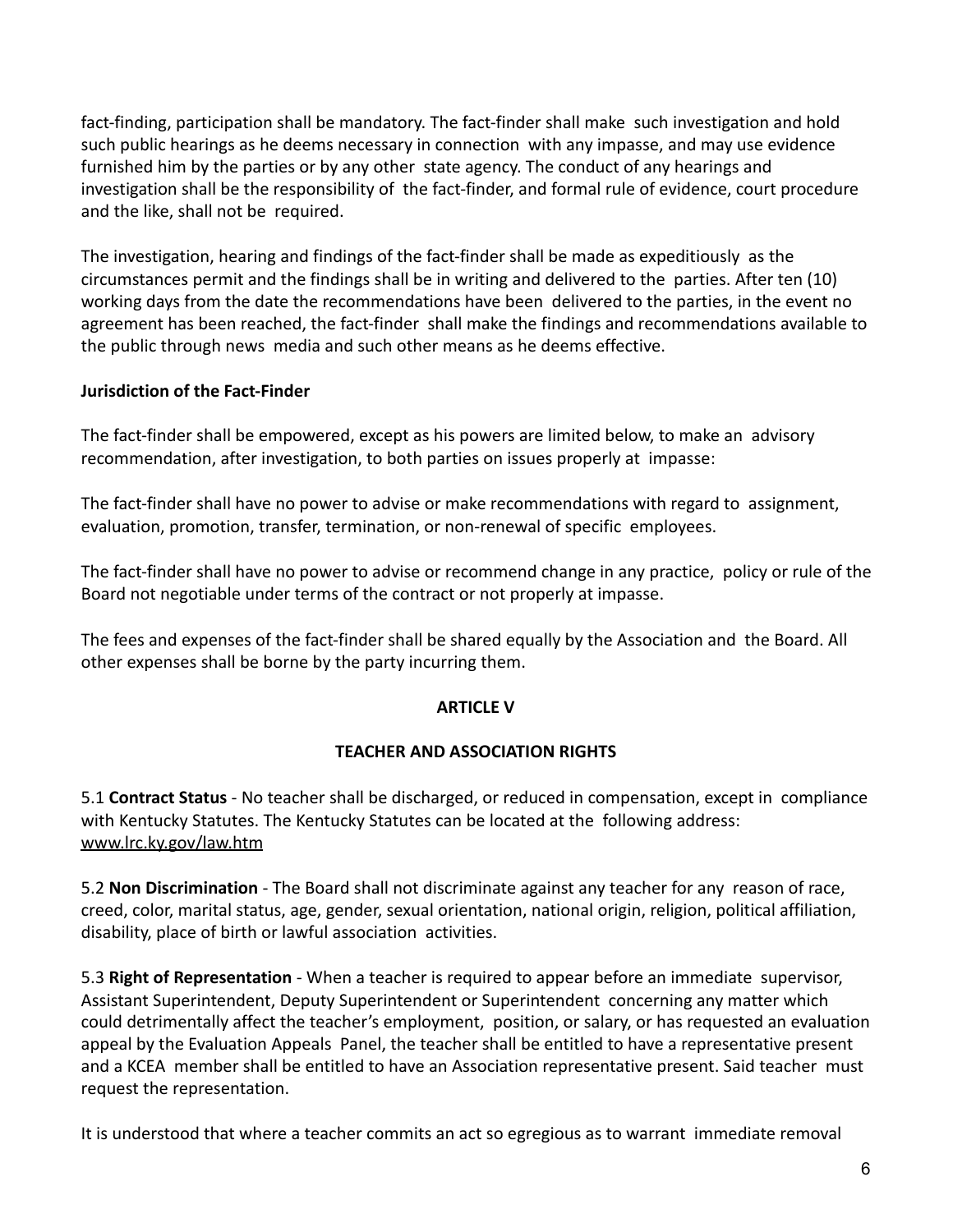fact-finding, participation shall be mandatory. The fact-finder shall make such investigation and hold such public hearings as he deems necessary in connection with any impasse, and may use evidence furnished him by the parties or by any other state agency. The conduct of any hearings and investigation shall be the responsibility of the fact-finder, and formal rule of evidence, court procedure and the like, shall not be required.

The investigation, hearing and findings of the fact-finder shall be made as expeditiously as the circumstances permit and the findings shall be in writing and delivered to the parties. After ten (10) working days from the date the recommendations have been delivered to the parties, in the event no agreement has been reached, the fact-finder shall make the findings and recommendations available to the public through news media and such other means as he deems effective.

**Jurisdiction of the Fact-Finder**

The fact-finder shall be empowered, except as his powers are limited below, to make an advisory recommendation, after investigation, to both parties on issues properly at impasse:

The fact-finder shall have no power to advise or make recommendations with regard to assignment, evaluation, promotion, transfer, termination, or non-renewal of specific employees.

The fact-finder shall have no power to advise or recommend change in any practice, policy or rule of the Board not negotiable under terms of the contract or not properly at impasse.

The fees and expenses of the fact-finder shall be shared equally by the Association and the Board. All other expenses shall be borne by the party incurring them.

## ARTICLE V

## TEACHER AND ASSOCIATION RIGHTS

5.1 **Contract Status** - No teacher shall be discharged, or reduced in compensation, except in compliance with Kentucky Statutes. The Kentucky Statutes can be located at the following address: www.lrc.ky.gov/law.htm

5.2 **Non Discrimination** - The Board shall not discriminate against any teacher for any reason of race, creed, color, marital status, age, gender, sexual orientation, national origin, religion, political affiliation, disability, place of birth or lawful association activities.

5.3 **Right of Representation** - When a teacher is required to appear before an immediate supervisor, Assistant Superintendent, Deputy Superintendent or Superintendent concerning any matter which could detrimentally affect the teacher's employment, position, or salary, or has requested an evaluation appeal by the Evaluation Appeals Panel, the teacher shall be entitled to have a representative present and a KCEA member shall be entitled to have an Association representative present. Said teacher must request the representation.

It is understood that where a teacher commits an act so egregious as to warrant immediate removal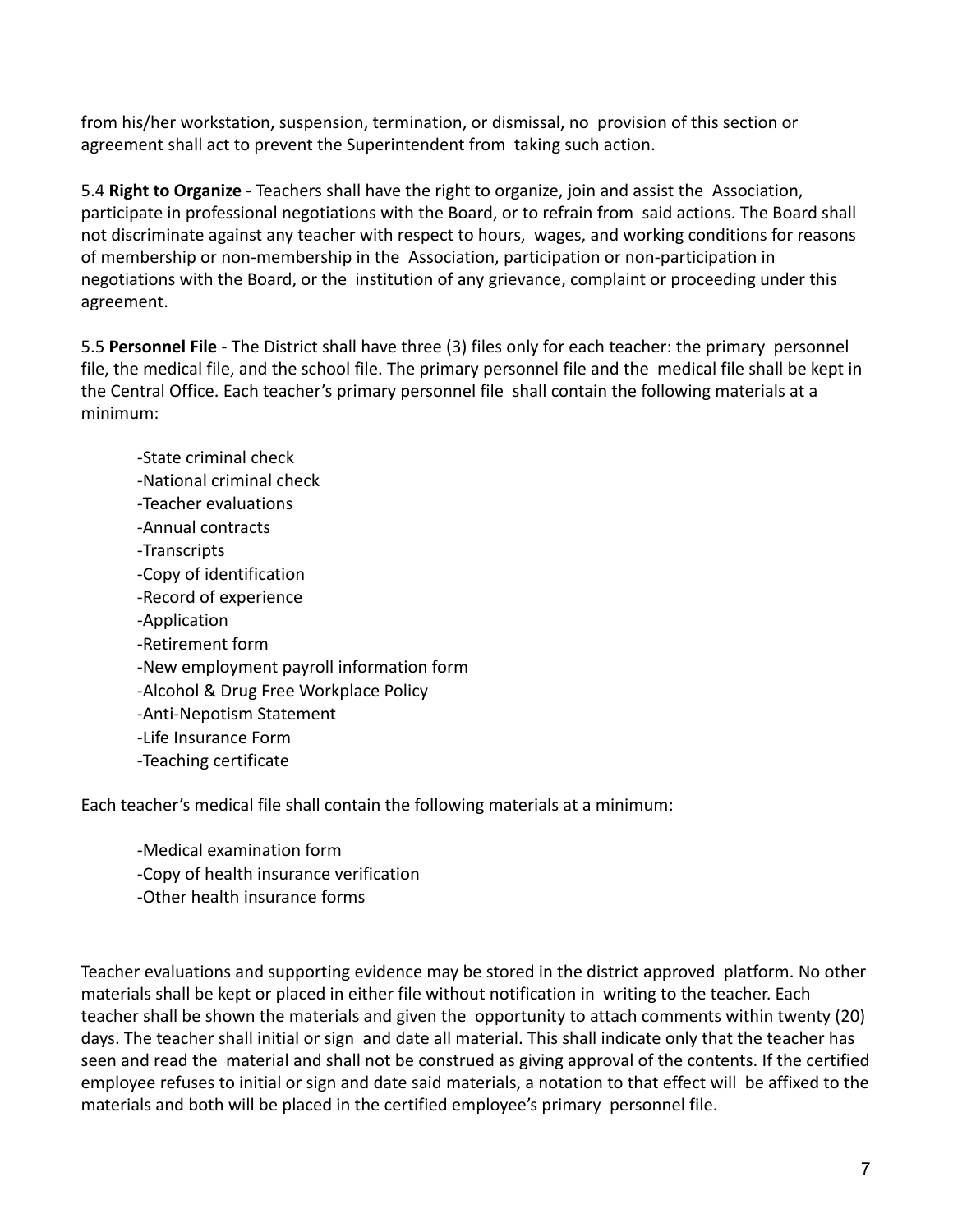from his/her workstation, suspension, termination, or dismissal, no provision of this section or agreement shall act to prevent the Superintendent from taking such action.

5.4 **Right to Organize** - Teachers shall have the right to organize, join and assist the Association, participate in professional negotiations with the Board, or to refrain from said actions. The Board shall not discriminate against any teacher with respect to hours, wages, and working conditions for reasons of membership or non-membership in the Association, participation or non-participation in negotiations with the Board, or the institution of any grievance, complaint or proceeding under this agreement.

5.5 **Personnel File** - The District shall have three (3) files only for each teacher: the primary personnel file, the medical file, and the school file. The primary personnel file and the medical file shall be kept in the Central Office. Each teacher's primary personnel file shall contain the following materials at a minimum:

-State criminal check
-National criminal check
-Teacher evaluations
-Annual contracts
-Transcripts
-Copy of identification
-Record of experience
-Application
-Retirement form
-New employment payroll information form
-Alcohol & Drug Free Workplace Policy
-Anti-Nepotism Statement
-Life Insurance Form
-Teaching certificate

Each teacher's medical file shall contain the following materials at a minimum:

-Medical examination form
-Copy of health insurance verification
-Other health insurance forms

Teacher evaluations and supporting evidence may be stored in the district approved platform. No other materials shall be kept or placed in either file without notification in writing to the teacher. Each teacher shall be shown the materials and given the opportunity to attach comments within twenty (20) days. The teacher shall initial or sign and date all material. This shall indicate only that the teacher has seen and read the material and shall not be construed as giving approval of the contents. If the certified employee refuses to initial or sign and date said materials, a notation to that effect will be affixed to the materials and both will be placed in the certified employee's primary personnel file.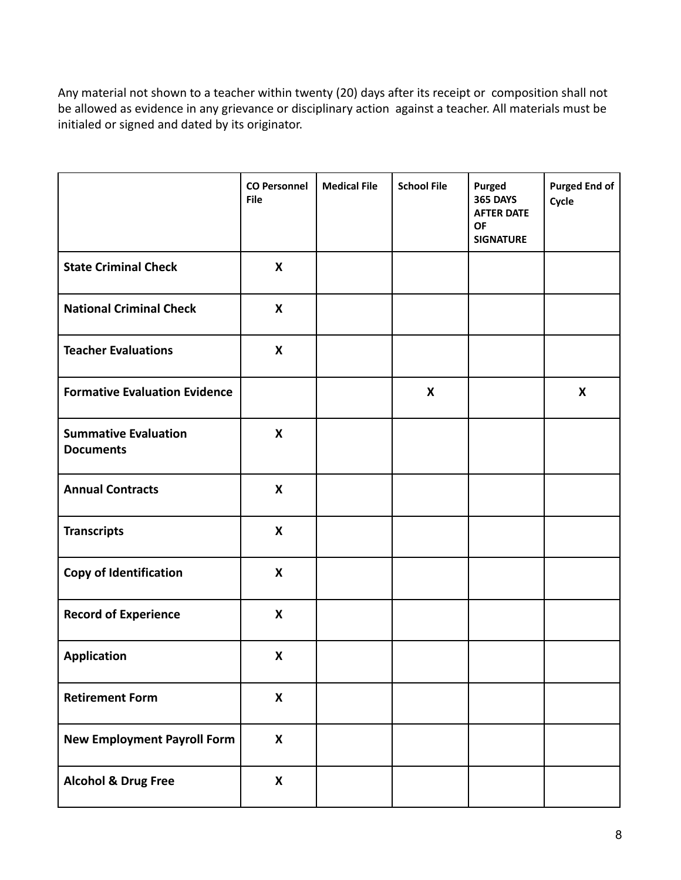Any material not shown to a teacher within twenty (20) days after its receipt or composition shall not be allowed as evidence in any grievance or disciplinary action against a teacher. All materials must be initialed or signed and dated by its originator.

| | CO Personnel File | Medical File | School File | Purged 365 DAYS AFTER DATE OF SIGNATURE | Purged End of Cycle |
|---|---|---|---|---|---|
| **State Criminal Check** | X | | | | |
| **National Criminal Check** | X | | | | |
| **Teacher Evaluations** | X | | | | |
| **Formative Evaluation Evidence** | | | X | | X |
| **Summative Evaluation Documents** | X | | | | |
| **Annual Contracts** | X | | | | |
| **Transcripts** | X | | | | |
| **Copy of Identification** | X | | | | |
| **Record of Experience** | X | | | | |
| **Application** | X | | | | |
| **Retirement Form** | X | | | | |
| **New Employment Payroll Form** | X | | | | |
| **Alcohol & Drug Free** | X | | | | |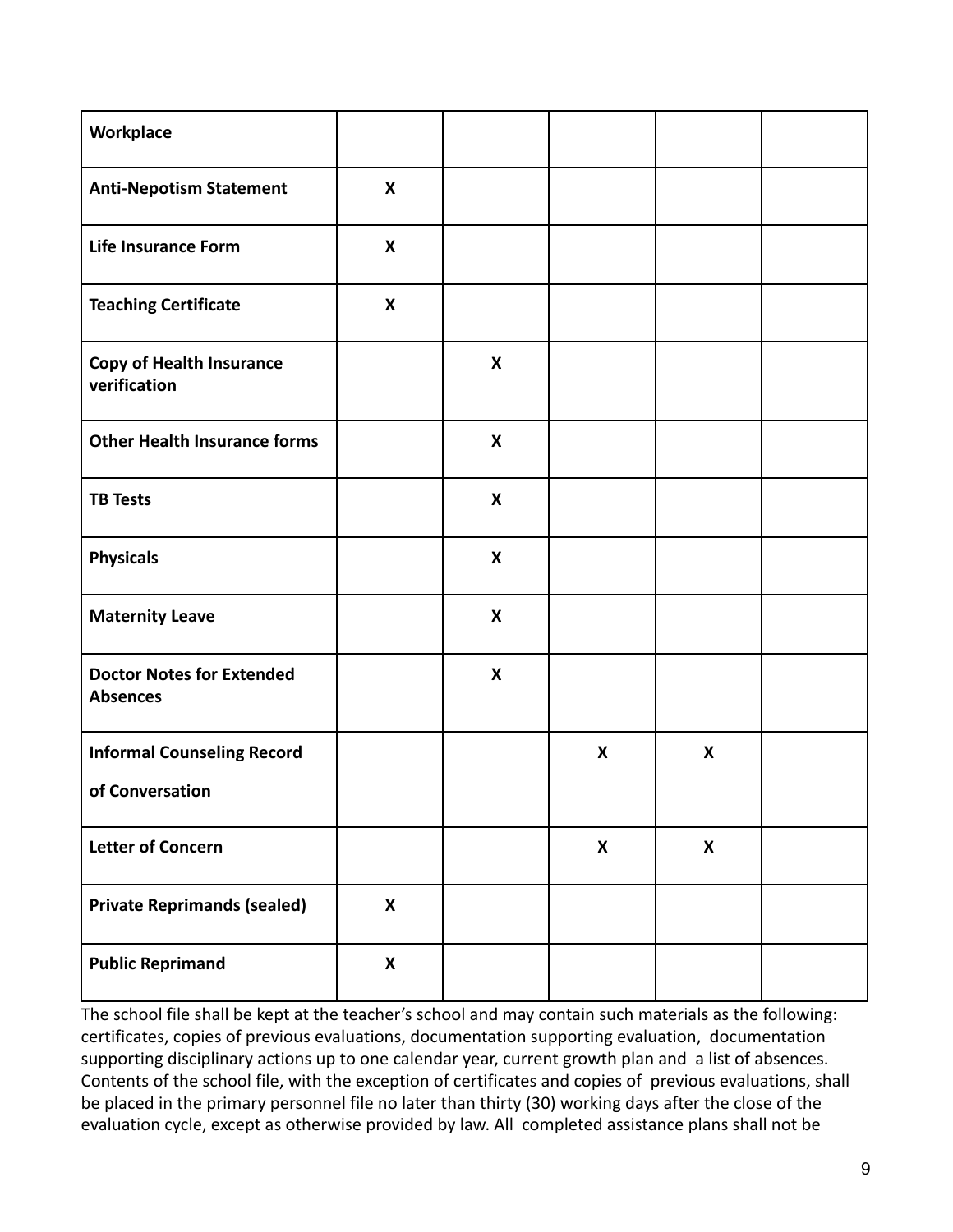| | | | | | |
|---|---|---|---|---|---|
| **Workplace** | | | | | |
| **Anti-Nepotism Statement** | **X** | | | | |
| **Life Insurance Form** | **X** | | | | |
| **Teaching Certificate** | **X** | | | | |
| **Copy of Health Insurance verification** | | **X** | | | |
| **Other Health Insurance forms** | | **X** | | | |
| **TB Tests** | | **X** | | | |
| **Physicals** | | **X** | | | |
| **Maternity Leave** | | **X** | | | |
| **Doctor Notes for Extended Absences** | | **X** | | | |
| **Informal Counseling Record of Conversation** | | | **X** | **X** | |
| **Letter of Concern** | | | **X** | **X** | |
| **Private Reprimands (sealed)** | **X** | | | | |
| **Public Reprimand** | **X** | | | | |

The school file shall be kept at the teacher's school and may contain such materials as the following: certificates, copies of previous evaluations, documentation supporting evaluation, documentation supporting disciplinary actions up to one calendar year, current growth plan and a list of absences. Contents of the school file, with the exception of certificates and copies of previous evaluations, shall be placed in the primary personnel file no later than thirty (30) working days after the close of the evaluation cycle, except as otherwise provided by law. All completed assistance plans shall not be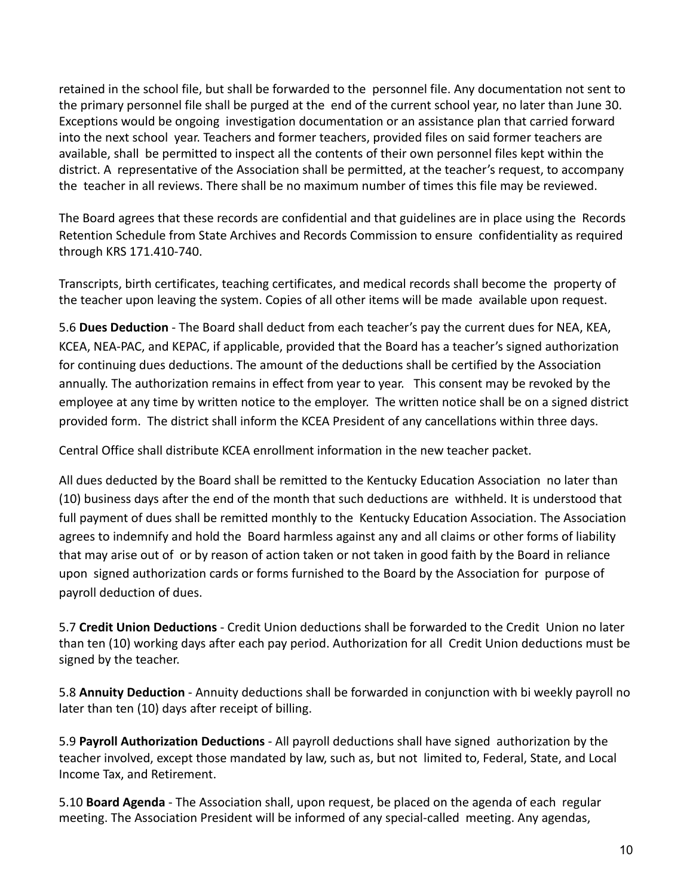retained in the school file, but shall be forwarded to the personnel file. Any documentation not sent to the primary personnel file shall be purged at the end of the current school year, no later than June 30. Exceptions would be ongoing investigation documentation or an assistance plan that carried forward into the next school year. Teachers and former teachers, provided files on said former teachers are available, shall be permitted to inspect all the contents of their own personnel files kept within the district. A representative of the Association shall be permitted, at the teacher's request, to accompany the teacher in all reviews. There shall be no maximum number of times this file may be reviewed.

The Board agrees that these records are confidential and that guidelines are in place using the Records Retention Schedule from State Archives and Records Commission to ensure confidentiality as required through KRS 171.410-740.

Transcripts, birth certificates, teaching certificates, and medical records shall become the property of the teacher upon leaving the system. Copies of all other items will be made available upon request.

5.6 **Dues Deduction** - The Board shall deduct from each teacher's pay the current dues for NEA, KEA, KCEA, NEA-PAC, and KEPAC, if applicable, provided that the Board has a teacher's signed authorization for continuing dues deductions. The amount of the deductions shall be certified by the Association annually. The authorization remains in effect from year to year. This consent may be revoked by the employee at any time by written notice to the employer. The written notice shall be on a signed district provided form. The district shall inform the KCEA President of any cancellations within three days.

Central Office shall distribute KCEA enrollment information in the new teacher packet.

All dues deducted by the Board shall be remitted to the Kentucky Education Association no later than (10) business days after the end of the month that such deductions are withheld. It is understood that full payment of dues shall be remitted monthly to the Kentucky Education Association. The Association agrees to indemnify and hold the Board harmless against any and all claims or other forms of liability that may arise out of or by reason of action taken or not taken in good faith by the Board in reliance upon signed authorization cards or forms furnished to the Board by the Association for purpose of payroll deduction of dues.

5.7 **Credit Union Deductions** - Credit Union deductions shall be forwarded to the Credit Union no later than ten (10) working days after each pay period. Authorization for all Credit Union deductions must be signed by the teacher.

5.8 **Annuity Deduction** - Annuity deductions shall be forwarded in conjunction with bi weekly payroll no later than ten (10) days after receipt of billing.

5.9 **Payroll Authorization Deductions** - All payroll deductions shall have signed authorization by the teacher involved, except those mandated by law, such as, but not limited to, Federal, State, and Local Income Tax, and Retirement.

5.10 **Board Agenda** - The Association shall, upon request, be placed on the agenda of each regular meeting. The Association President will be informed of any special-called meeting. Any agendas,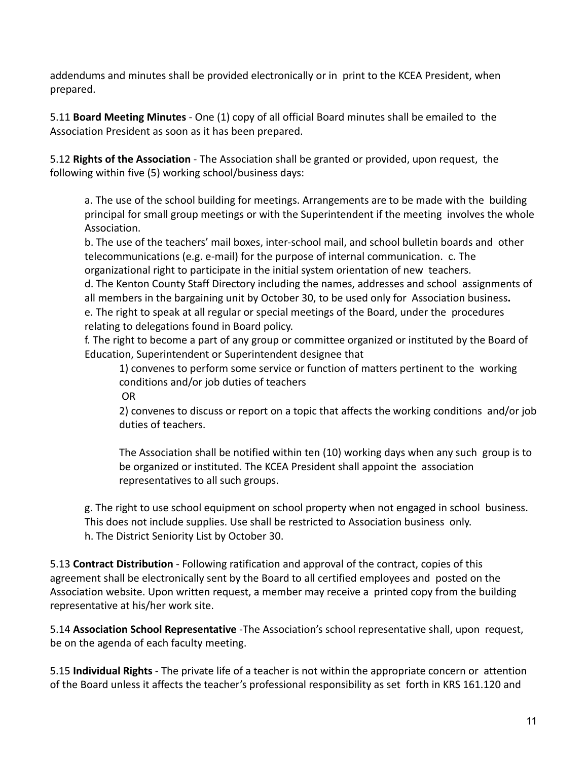addendums and minutes shall be provided electronically or in print to the KCEA President, when prepared.

5.11 **Board Meeting Minutes** - One (1) copy of all official Board minutes shall be emailed to the Association President as soon as it has been prepared.

5.12 **Rights of the Association** - The Association shall be granted or provided, upon request, the following within five (5) working school/business days:

> a. The use of the school building for meetings. Arrangements are to be made with the building principal for small group meetings or with the Superintendent if the meeting involves the whole Association.
>
> b. The use of the teachers' mail boxes, inter-school mail, and school bulletin boards and other telecommunications (e.g. e-mail) for the purpose of internal communication.
>
> c. The organizational right to participate in the initial system orientation of new teachers.
>
> d. The Kenton County Staff Directory including the names, addresses and school assignments of all members in the bargaining unit by October 30, to be used only for Association business**.**
>
> e. The right to speak at all regular or special meetings of the Board, under the procedures relating to delegations found in Board policy.
>
> f. The right to become a part of any group or committee organized or instituted by the Board of Education, Superintendent or Superintendent designee that
>
> > 1) convenes to perform some service or function of matters pertinent to the working conditions and/or job duties of teachers
> >
> > OR
> >
> > 2) convenes to discuss or report on a topic that affects the working conditions and/or job duties of teachers.
> >
> > The Association shall be notified within ten (10) working days when any such group is to be organized or instituted. The KCEA President shall appoint the association representatives to all such groups.
>
> g. The right to use school equipment on school property when not engaged in school business. This does not include supplies. Use shall be restricted to Association business only.
>
> h. The District Seniority List by October 30.

5.13 **Contract Distribution** - Following ratification and approval of the contract, copies of this agreement shall be electronically sent by the Board to all certified employees and posted on the Association website. Upon written request, a member may receive a printed copy from the building representative at his/her work site.

5.14 **Association School Representative** -The Association's school representative shall, upon request, be on the agenda of each faculty meeting.

5.15 **Individual Rights** - The private life of a teacher is not within the appropriate concern or attention of the Board unless it affects the teacher's professional responsibility as set forth in KRS 161.120 and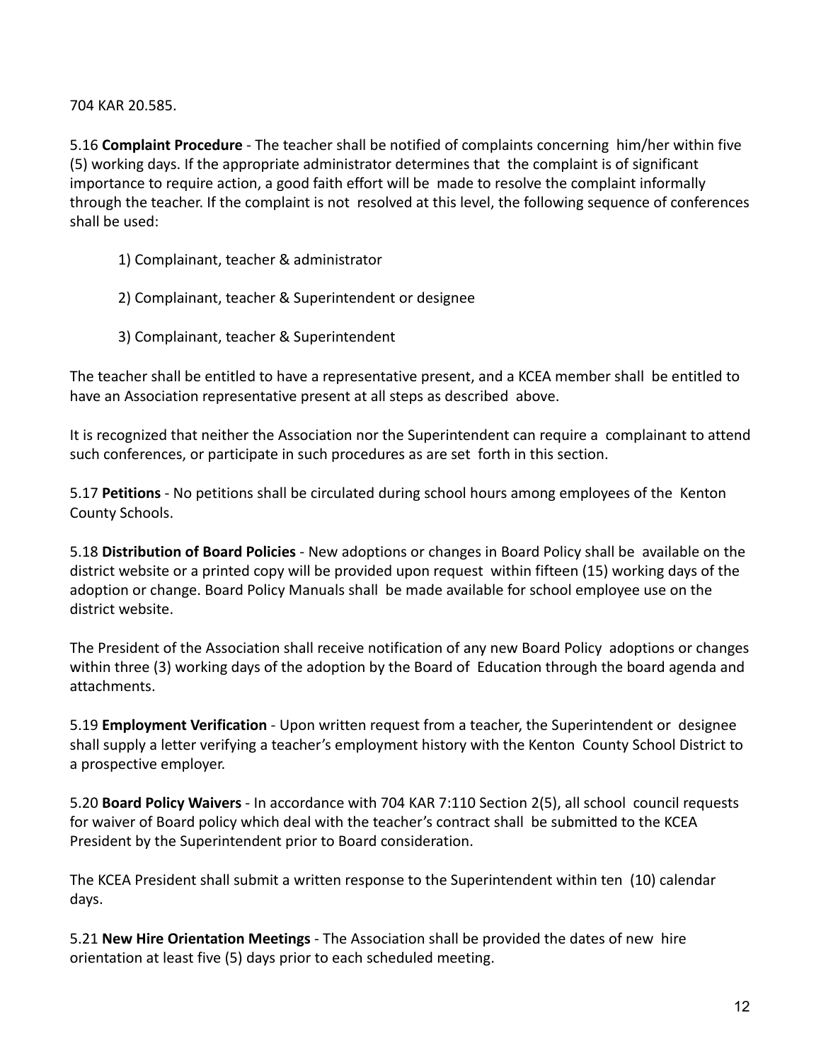704 KAR 20.585.

5.16 **Complaint Procedure** - The teacher shall be notified of complaints concerning him/her within five (5) working days. If the appropriate administrator determines that the complaint is of significant importance to require action, a good faith effort will be made to resolve the complaint informally through the teacher. If the complaint is not resolved at this level, the following sequence of conferences shall be used:

1) Complainant, teacher & administrator

2) Complainant, teacher & Superintendent or designee

3) Complainant, teacher & Superintendent

The teacher shall be entitled to have a representative present, and a KCEA member shall be entitled to have an Association representative present at all steps as described above.

It is recognized that neither the Association nor the Superintendent can require a complainant to attend such conferences, or participate in such procedures as are set forth in this section.

5.17 **Petitions** - No petitions shall be circulated during school hours among employees of the Kenton County Schools.

5.18 **Distribution of Board Policies** - New adoptions or changes in Board Policy shall be available on the district website or a printed copy will be provided upon request within fifteen (15) working days of the adoption or change. Board Policy Manuals shall be made available for school employee use on the district website.

The President of the Association shall receive notification of any new Board Policy adoptions or changes within three (3) working days of the adoption by the Board of Education through the board agenda and attachments.

5.19 **Employment Verification** - Upon written request from a teacher, the Superintendent or designee shall supply a letter verifying a teacher's employment history with the Kenton County School District to a prospective employer.

5.20 **Board Policy Waivers** - In accordance with 704 KAR 7:110 Section 2(5), all school council requests for waiver of Board policy which deal with the teacher's contract shall be submitted to the KCEA President by the Superintendent prior to Board consideration.

The KCEA President shall submit a written response to the Superintendent within ten (10) calendar days.

5.21 **New Hire Orientation Meetings** - The Association shall be provided the dates of new hire orientation at least five (5) days prior to each scheduled meeting.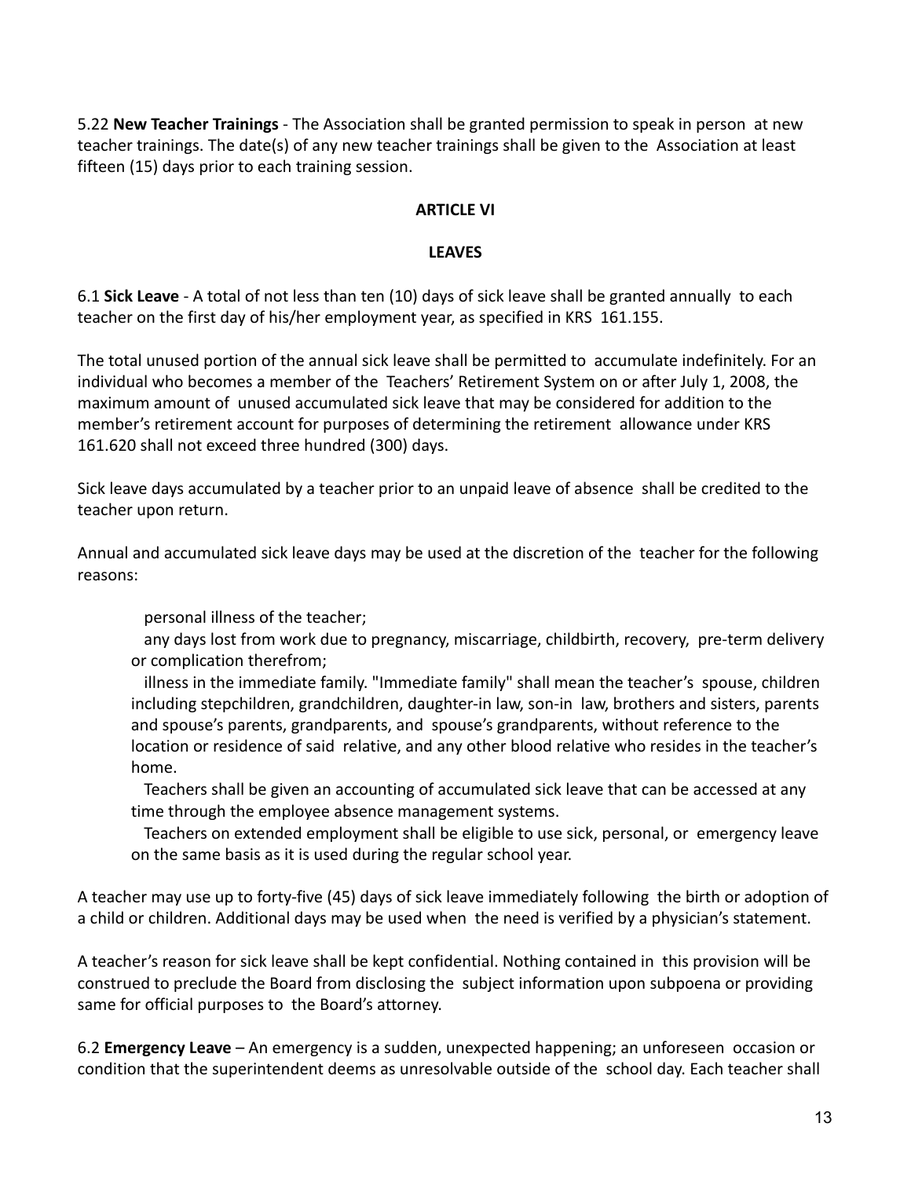5.22 **New Teacher Trainings** - The Association shall be granted permission to speak in person at new teacher trainings. The date(s) of any new teacher trainings shall be given to the Association at least fifteen (15) days prior to each training session.

**ARTICLE VI**

**LEAVES**

6.1 **Sick Leave** - A total of not less than ten (10) days of sick leave shall be granted annually to each teacher on the first day of his/her employment year, as specified in KRS 161.155.

The total unused portion of the annual sick leave shall be permitted to accumulate indefinitely. For an individual who becomes a member of the Teachers' Retirement System on or after July 1, 2008, the maximum amount of unused accumulated sick leave that may be considered for addition to the member's retirement account for purposes of determining the retirement allowance under KRS 161.620 shall not exceed three hundred (300) days.

Sick leave days accumulated by a teacher prior to an unpaid leave of absence shall be credited to the teacher upon return.

Annual and accumulated sick leave days may be used at the discretion of the teacher for the following reasons:

- personal illness of the teacher;
- any days lost from work due to pregnancy, miscarriage, childbirth, recovery, pre-term delivery or complication therefrom;
- illness in the immediate family. "Immediate family" shall mean the teacher's spouse, children including stepchildren, grandchildren, daughter-in law, son-in law, brothers and sisters, parents and spouse's parents, grandparents, and spouse's grandparents, without reference to the location or residence of said relative, and any other blood relative who resides in the teacher's home.
- Teachers shall be given an accounting of accumulated sick leave that can be accessed at any time through the employee absence management systems.
- Teachers on extended employment shall be eligible to use sick, personal, or emergency leave on the same basis as it is used during the regular school year.

A teacher may use up to forty-five (45) days of sick leave immediately following the birth or adoption of a child or children. Additional days may be used when the need is verified by a physician's statement.

A teacher's reason for sick leave shall be kept confidential. Nothing contained in this provision will be construed to preclude the Board from disclosing the subject information upon subpoena or providing same for official purposes to the Board's attorney.

6.2 **Emergency Leave** – An emergency is a sudden, unexpected happening; an unforeseen occasion or condition that the superintendent deems as unresolvable outside of the school day. Each teacher shall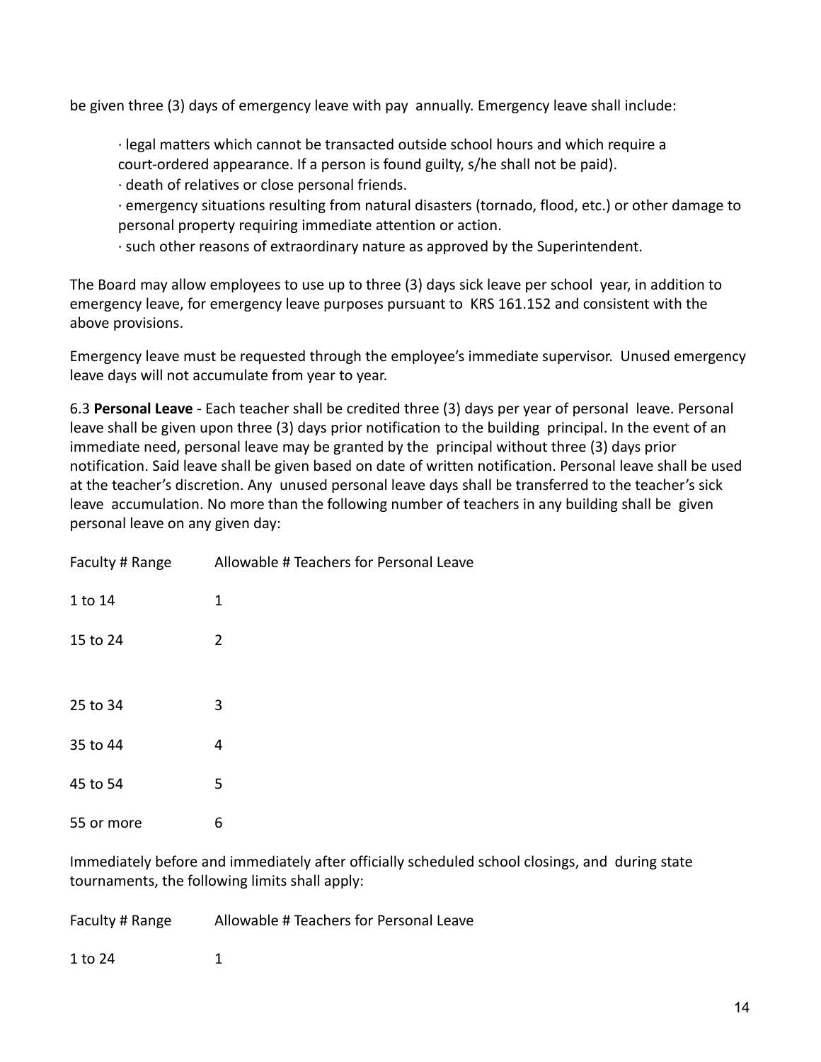be given three (3) days of emergency leave with pay annually. Emergency leave shall include:

· legal matters which cannot be transacted outside school hours and which require a court-ordered appearance. If a person is found guilty, s/he shall not be paid).

· death of relatives or close personal friends.

· emergency situations resulting from natural disasters (tornado, flood, etc.) or other damage to personal property requiring immediate attention or action.

· such other reasons of extraordinary nature as approved by the Superintendent.

The Board may allow employees to use up to three (3) days sick leave per school year, in addition to emergency leave, for emergency leave purposes pursuant to KRS 161.152 and consistent with the above provisions.

Emergency leave must be requested through the employee's immediate supervisor. Unused emergency leave days will not accumulate from year to year.

6.3 **Personal Leave** - Each teacher shall be credited three (3) days per year of personal leave. Personal leave shall be given upon three (3) days prior notification to the building principal. In the event of an immediate need, personal leave may be granted by the principal without three (3) days prior notification. Said leave shall be given based on date of written notification. Personal leave shall be used at the teacher's discretion. Any unused personal leave days shall be transferred to the teacher's sick leave accumulation. No more than the following number of teachers in any building shall be given personal leave on any given day:

| Faculty # Range | Allowable # Teachers for Personal Leave |
|---|---|
| 1 to 14 | 1 |
| 15 to 24 | 2 |
| 25 to 34 | 3 |
| 35 to 44 | 4 |
| 45 to 54 | 5 |
| 55 or more | 6 |

Immediately before and immediately after officially scheduled school closings, and during state tournaments, the following limits shall apply:

| Faculty # Range | Allowable # Teachers for Personal Leave |
|---|---|
| 1 to 24 | 1 |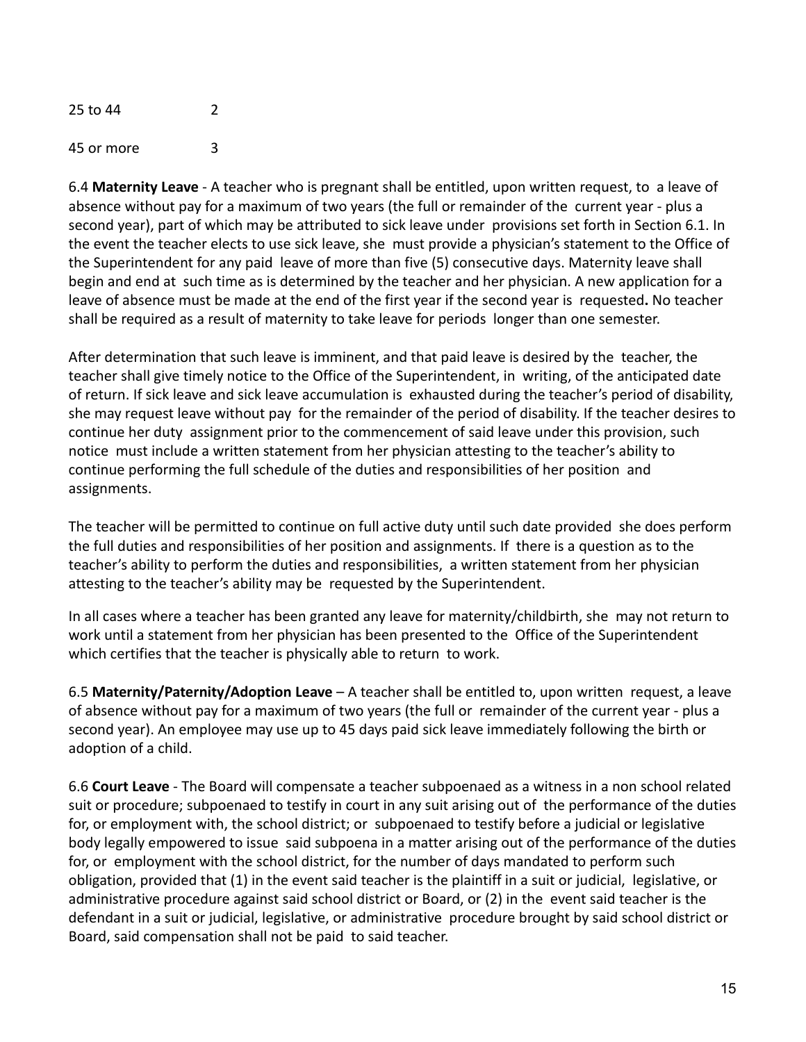| | |
|---|---|
| 25 to 44 | 2 |
| 45 or more | 3 |

6.4 **Maternity Leave** - A teacher who is pregnant shall be entitled, upon written request, to a leave of absence without pay for a maximum of two years (the full or remainder of the current year - plus a second year), part of which may be attributed to sick leave under provisions set forth in Section 6.1. In the event the teacher elects to use sick leave, she must provide a physician's statement to the Office of the Superintendent for any paid leave of more than five (5) consecutive days. Maternity leave shall begin and end at such time as is determined by the teacher and her physician. A new application for a leave of absence must be made at the end of the first year if the second year is requested**.** No teacher shall be required as a result of maternity to take leave for periods longer than one semester.

After determination that such leave is imminent, and that paid leave is desired by the teacher, the teacher shall give timely notice to the Office of the Superintendent, in writing, of the anticipated date of return. If sick leave and sick leave accumulation is exhausted during the teacher's period of disability, she may request leave without pay for the remainder of the period of disability. If the teacher desires to continue her duty assignment prior to the commencement of said leave under this provision, such notice must include a written statement from her physician attesting to the teacher's ability to continue performing the full schedule of the duties and responsibilities of her position and assignments.

The teacher will be permitted to continue on full active duty until such date provided she does perform the full duties and responsibilities of her position and assignments. If there is a question as to the teacher's ability to perform the duties and responsibilities, a written statement from her physician attesting to the teacher's ability may be requested by the Superintendent.

In all cases where a teacher has been granted any leave for maternity/childbirth, she may not return to work until a statement from her physician has been presented to the Office of the Superintendent which certifies that the teacher is physically able to return to work.

6.5 **Maternity/Paternity/Adoption Leave** – A teacher shall be entitled to, upon written request, a leave of absence without pay for a maximum of two years (the full or remainder of the current year - plus a second year). An employee may use up to 45 days paid sick leave immediately following the birth or adoption of a child.

6.6 **Court Leave** - The Board will compensate a teacher subpoenaed as a witness in a non school related suit or procedure; subpoenaed to testify in court in any suit arising out of the performance of the duties for, or employment with, the school district; or subpoenaed to testify before a judicial or legislative body legally empowered to issue said subpoena in a matter arising out of the performance of the duties for, or employment with the school district, for the number of days mandated to perform such obligation, provided that (1) in the event said teacher is the plaintiff in a suit or judicial, legislative, or administrative procedure against said school district or Board, or (2) in the event said teacher is the defendant in a suit or judicial, legislative, or administrative procedure brought by said school district or Board, said compensation shall not be paid to said teacher.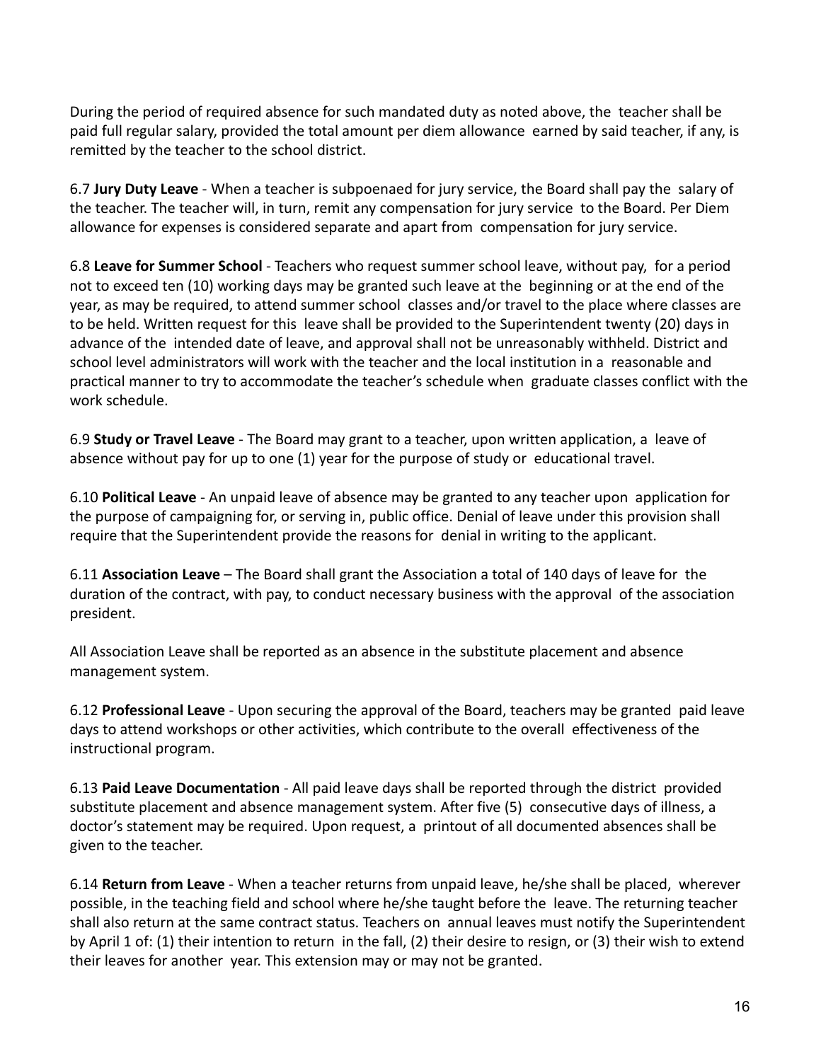During the period of required absence for such mandated duty as noted above, the teacher shall be paid full regular salary, provided the total amount per diem allowance earned by said teacher, if any, is remitted by the teacher to the school district.

6.7 **Jury Duty Leave** - When a teacher is subpoenaed for jury service, the Board shall pay the salary of the teacher. The teacher will, in turn, remit any compensation for jury service to the Board. Per Diem allowance for expenses is considered separate and apart from compensation for jury service.

6.8 **Leave for Summer School** - Teachers who request summer school leave, without pay, for a period not to exceed ten (10) working days may be granted such leave at the beginning or at the end of the year, as may be required, to attend summer school classes and/or travel to the place where classes are to be held. Written request for this leave shall be provided to the Superintendent twenty (20) days in advance of the intended date of leave, and approval shall not be unreasonably withheld. District and school level administrators will work with the teacher and the local institution in a reasonable and practical manner to try to accommodate the teacher's schedule when graduate classes conflict with the work schedule.

6.9 **Study or Travel Leave** - The Board may grant to a teacher, upon written application, a leave of absence without pay for up to one (1) year for the purpose of study or educational travel.

6.10 **Political Leave** - An unpaid leave of absence may be granted to any teacher upon application for the purpose of campaigning for, or serving in, public office. Denial of leave under this provision shall require that the Superintendent provide the reasons for denial in writing to the applicant.

6.11 **Association Leave** – The Board shall grant the Association a total of 140 days of leave for the duration of the contract, with pay, to conduct necessary business with the approval of the association president.

All Association Leave shall be reported as an absence in the substitute placement and absence management system.

6.12 **Professional Leave** - Upon securing the approval of the Board, teachers may be granted paid leave days to attend workshops or other activities, which contribute to the overall effectiveness of the instructional program.

6.13 **Paid Leave Documentation** - All paid leave days shall be reported through the district provided substitute placement and absence management system. After five (5) consecutive days of illness, a doctor's statement may be required. Upon request, a printout of all documented absences shall be given to the teacher.

6.14 **Return from Leave** - When a teacher returns from unpaid leave, he/she shall be placed, wherever possible, in the teaching field and school where he/she taught before the leave. The returning teacher shall also return at the same contract status. Teachers on annual leaves must notify the Superintendent by April 1 of: (1) their intention to return in the fall, (2) their desire to resign, or (3) their wish to extend their leaves for another year. This extension may or may not be granted.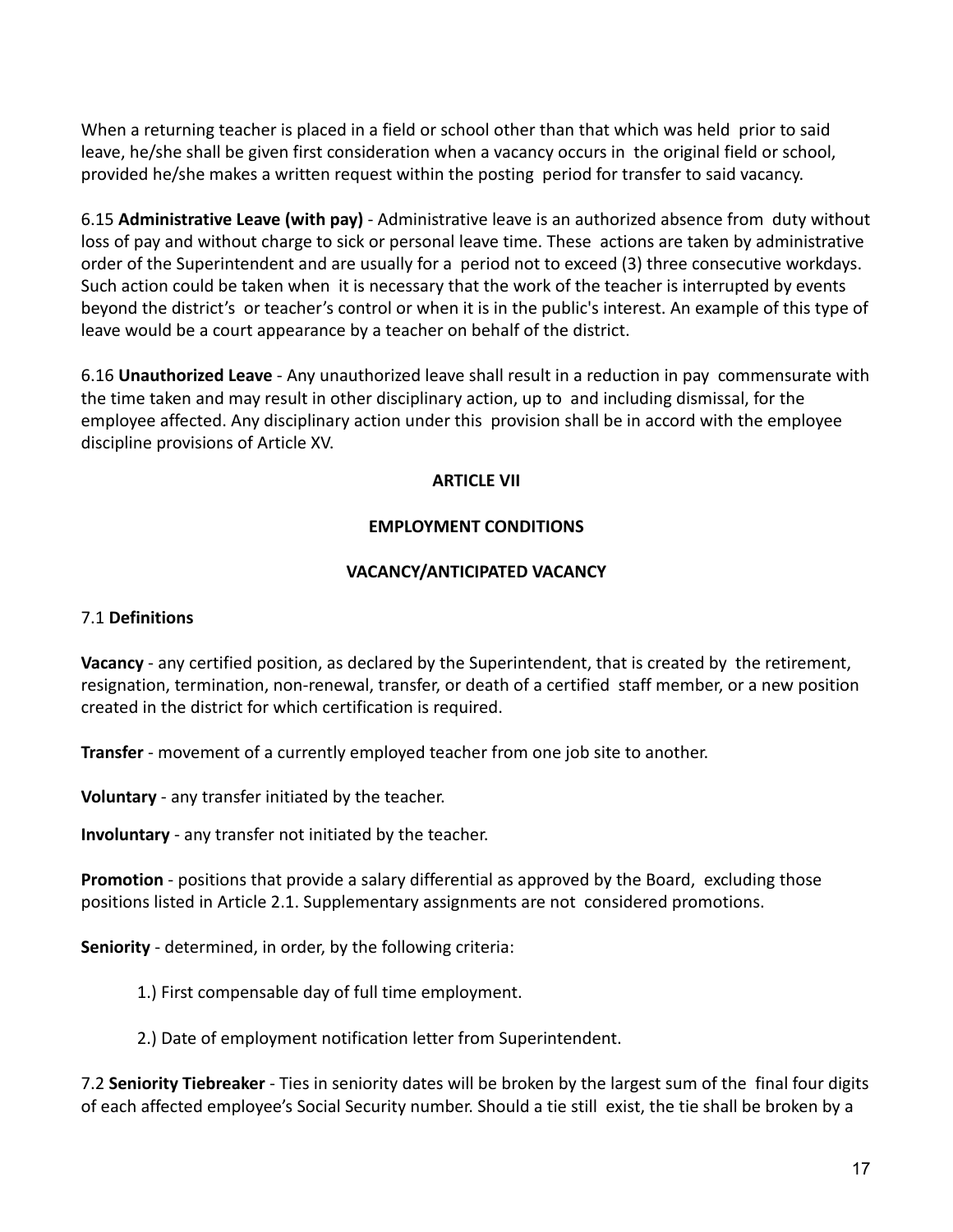When a returning teacher is placed in a field or school other than that which was held prior to said leave, he/she shall be given first consideration when a vacancy occurs in the original field or school, provided he/she makes a written request within the posting period for transfer to said vacancy.

6.15 **Administrative Leave (with pay)** - Administrative leave is an authorized absence from duty without loss of pay and without charge to sick or personal leave time. These actions are taken by administrative order of the Superintendent and are usually for a period not to exceed (3) three consecutive workdays. Such action could be taken when it is necessary that the work of the teacher is interrupted by events beyond the district's or teacher's control or when it is in the public's interest. An example of this type of leave would be a court appearance by a teacher on behalf of the district.

6.16 **Unauthorized Leave** - Any unauthorized leave shall result in a reduction in pay commensurate with the time taken and may result in other disciplinary action, up to and including dismissal, for the employee affected. Any disciplinary action under this provision shall be in accord with the employee discipline provisions of Article XV.

## ARTICLE VII

## EMPLOYMENT CONDITIONS

### VACANCY/ANTICIPATED VACANCY

7.1 **Definitions**

**Vacancy** - any certified position, as declared by the Superintendent, that is created by the retirement, resignation, termination, non-renewal, transfer, or death of a certified staff member, or a new position created in the district for which certification is required.

**Transfer** - movement of a currently employed teacher from one job site to another.

**Voluntary** - any transfer initiated by the teacher.

**Involuntary** - any transfer not initiated by the teacher.

**Promotion** - positions that provide a salary differential as approved by the Board, excluding those positions listed in Article 2.1. Supplementary assignments are not considered promotions.

**Seniority** - determined, in order, by the following criteria:

1.) First compensable day of full time employment.

2.) Date of employment notification letter from Superintendent.

7.2 **Seniority Tiebreaker** - Ties in seniority dates will be broken by the largest sum of the final four digits of each affected employee's Social Security number. Should a tie still exist, the tie shall be broken by a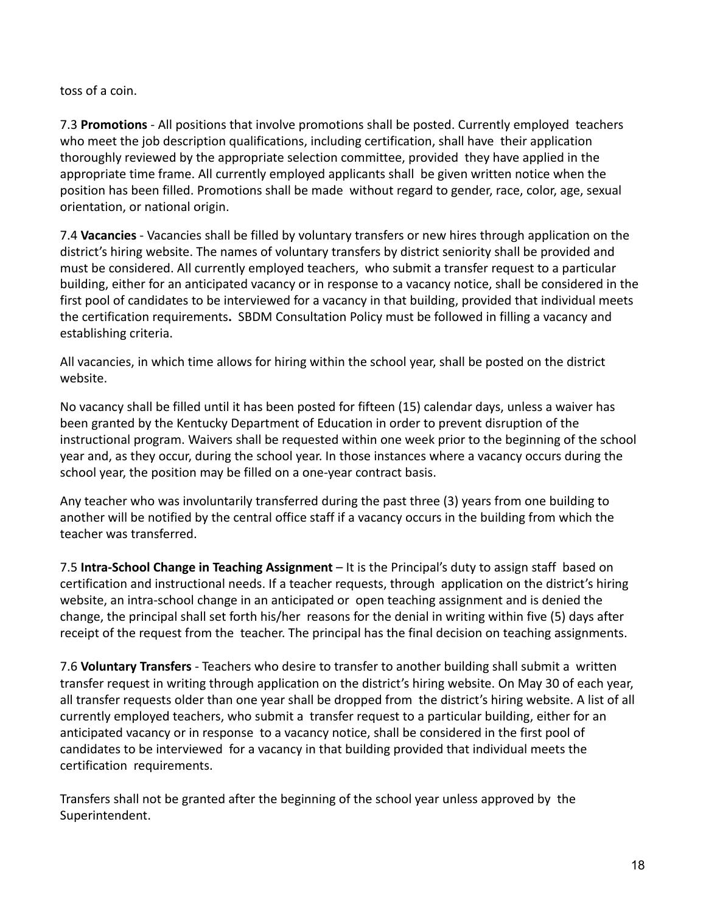toss of a coin.

7.3 **Promotions** - All positions that involve promotions shall be posted. Currently employed teachers who meet the job description qualifications, including certification, shall have their application thoroughly reviewed by the appropriate selection committee, provided they have applied in the appropriate time frame. All currently employed applicants shall be given written notice when the position has been filled. Promotions shall be made without regard to gender, race, color, age, sexual orientation, or national origin.

7.4 **Vacancies** - Vacancies shall be filled by voluntary transfers or new hires through application on the district's hiring website. The names of voluntary transfers by district seniority shall be provided and must be considered. All currently employed teachers, who submit a transfer request to a particular building, either for an anticipated vacancy or in response to a vacancy notice, shall be considered in the first pool of candidates to be interviewed for a vacancy in that building, provided that individual meets the certification requirements**.** SBDM Consultation Policy must be followed in filling a vacancy and establishing criteria.

All vacancies, in which time allows for hiring within the school year, shall be posted on the district website.

No vacancy shall be filled until it has been posted for fifteen (15) calendar days, unless a waiver has been granted by the Kentucky Department of Education in order to prevent disruption of the instructional program. Waivers shall be requested within one week prior to the beginning of the school year and, as they occur, during the school year. In those instances where a vacancy occurs during the school year, the position may be filled on a one-year contract basis.

Any teacher who was involuntarily transferred during the past three (3) years from one building to another will be notified by the central office staff if a vacancy occurs in the building from which the teacher was transferred.

7.5 **Intra-School Change in Teaching Assignment** – It is the Principal's duty to assign staff based on certification and instructional needs. If a teacher requests, through application on the district's hiring website, an intra-school change in an anticipated or open teaching assignment and is denied the change, the principal shall set forth his/her reasons for the denial in writing within five (5) days after receipt of the request from the teacher. The principal has the final decision on teaching assignments.

7.6 **Voluntary Transfers** - Teachers who desire to transfer to another building shall submit a written transfer request in writing through application on the district's hiring website. On May 30 of each year, all transfer requests older than one year shall be dropped from the district's hiring website. A list of all currently employed teachers, who submit a transfer request to a particular building, either for an anticipated vacancy or in response to a vacancy notice, shall be considered in the first pool of candidates to be interviewed for a vacancy in that building provided that individual meets the certification requirements.

Transfers shall not be granted after the beginning of the school year unless approved by the Superintendent.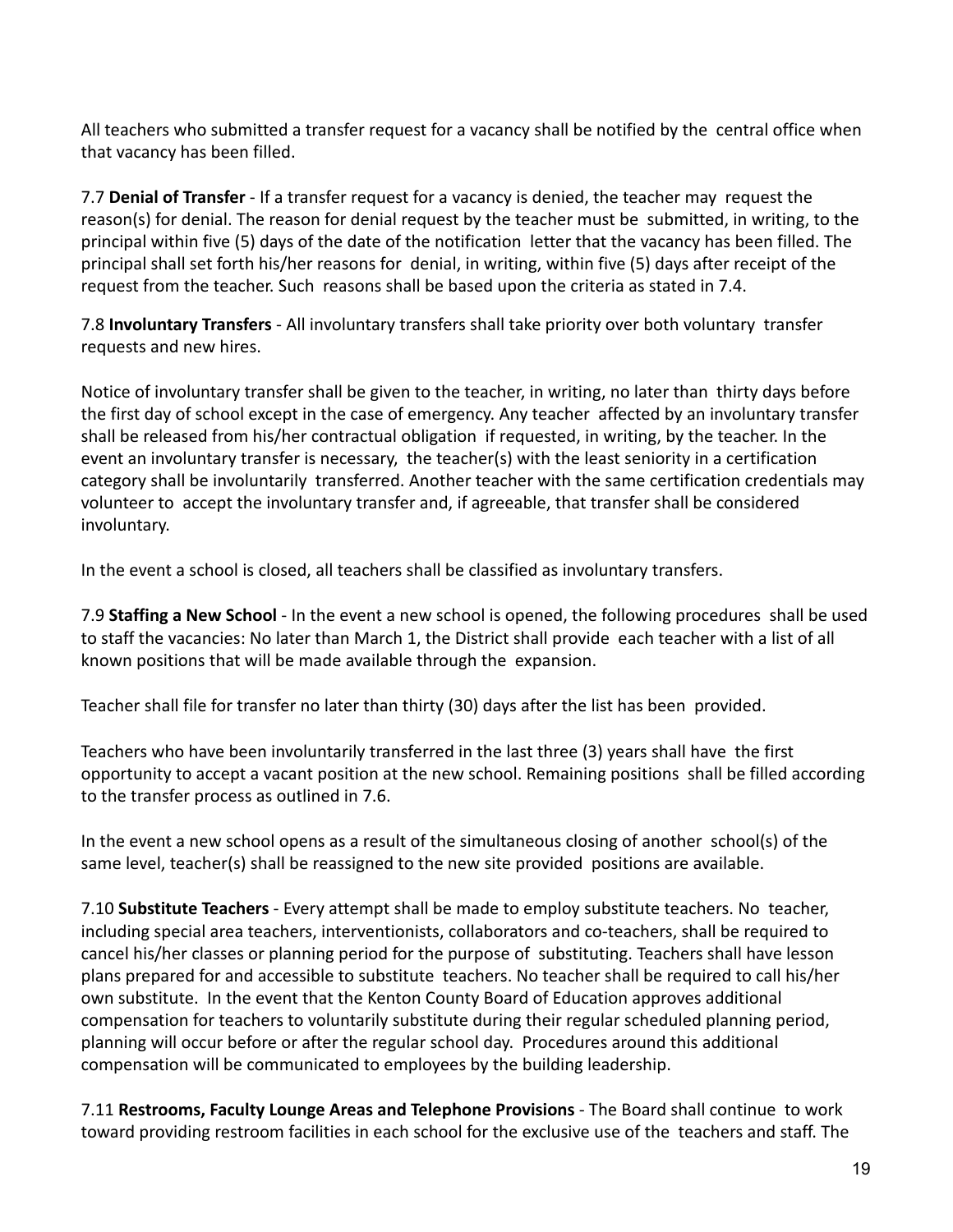All teachers who submitted a transfer request for a vacancy shall be notified by the central office when that vacancy has been filled.

7.7 **Denial of Transfer** - If a transfer request for a vacancy is denied, the teacher may request the reason(s) for denial. The reason for denial request by the teacher must be submitted, in writing, to the principal within five (5) days of the date of the notification letter that the vacancy has been filled. The principal shall set forth his/her reasons for denial, in writing, within five (5) days after receipt of the request from the teacher. Such reasons shall be based upon the criteria as stated in 7.4.

7.8 **Involuntary Transfers** - All involuntary transfers shall take priority over both voluntary transfer requests and new hires.

Notice of involuntary transfer shall be given to the teacher, in writing, no later than thirty days before the first day of school except in the case of emergency. Any teacher affected by an involuntary transfer shall be released from his/her contractual obligation if requested, in writing, by the teacher. In the event an involuntary transfer is necessary, the teacher(s) with the least seniority in a certification category shall be involuntarily transferred. Another teacher with the same certification credentials may volunteer to accept the involuntary transfer and, if agreeable, that transfer shall be considered involuntary.

In the event a school is closed, all teachers shall be classified as involuntary transfers.

7.9 **Staffing a New School** - In the event a new school is opened, the following procedures shall be used to staff the vacancies: No later than March 1, the District shall provide each teacher with a list of all known positions that will be made available through the expansion.

Teacher shall file for transfer no later than thirty (30) days after the list has been provided.

Teachers who have been involuntarily transferred in the last three (3) years shall have the first opportunity to accept a vacant position at the new school. Remaining positions shall be filled according to the transfer process as outlined in 7.6.

In the event a new school opens as a result of the simultaneous closing of another school(s) of the same level, teacher(s) shall be reassigned to the new site provided positions are available.

7.10 **Substitute Teachers** - Every attempt shall be made to employ substitute teachers. No teacher, including special area teachers, interventionists, collaborators and co-teachers, shall be required to cancel his/her classes or planning period for the purpose of substituting. Teachers shall have lesson plans prepared for and accessible to substitute teachers. No teacher shall be required to call his/her own substitute. In the event that the Kenton County Board of Education approves additional compensation for teachers to voluntarily substitute during their regular scheduled planning period, planning will occur before or after the regular school day. Procedures around this additional compensation will be communicated to employees by the building leadership.

7.11 **Restrooms, Faculty Lounge Areas and Telephone Provisions** - The Board shall continue to work toward providing restroom facilities in each school for the exclusive use of the teachers and staff. The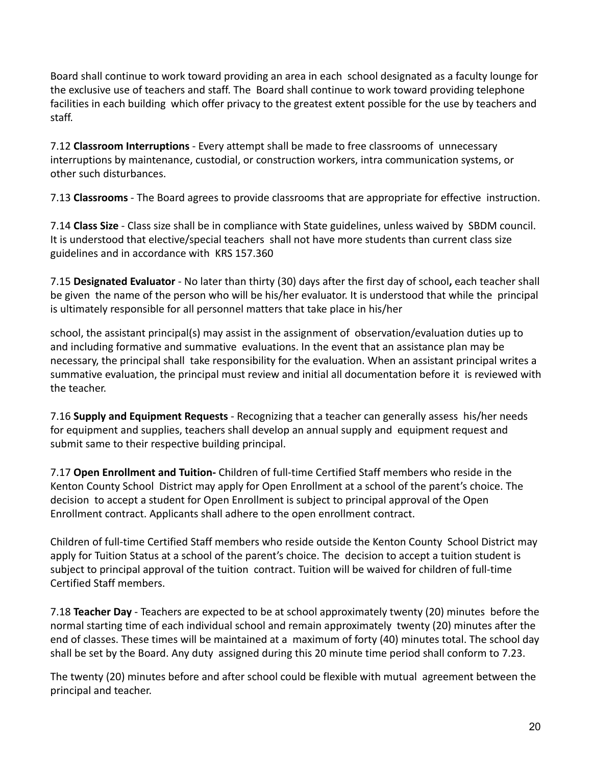Board shall continue to work toward providing an area in each school designated as a faculty lounge for the exclusive use of teachers and staff. The Board shall continue to work toward providing telephone facilities in each building which offer privacy to the greatest extent possible for the use by teachers and staff.

7.12 **Classroom Interruptions** - Every attempt shall be made to free classrooms of unnecessary interruptions by maintenance, custodial, or construction workers, intra communication systems, or other such disturbances.

7.13 **Classrooms** - The Board agrees to provide classrooms that are appropriate for effective instruction.

7.14 **Class Size** - Class size shall be in compliance with State guidelines, unless waived by SBDM council. It is understood that elective/special teachers shall not have more students than current class size guidelines and in accordance with KRS 157.360

7.15 **Designated Evaluator** - No later than thirty (30) days after the first day of school**,** each teacher shall be given the name of the person who will be his/her evaluator. It is understood that while the principal is ultimately responsible for all personnel matters that take place in his/her school, the assistant principal(s) may assist in the assignment of observation/evaluation duties up to and including formative and summative evaluations. In the event that an assistance plan may be necessary, the principal shall take responsibility for the evaluation. When an assistant principal writes a summative evaluation, the principal must review and initial all documentation before it is reviewed with the teacher.

7.16 **Supply and Equipment Requests** - Recognizing that a teacher can generally assess his/her needs for equipment and supplies, teachers shall develop an annual supply and equipment request and submit same to their respective building principal.

7.17 **Open Enrollment and Tuition-** Children of full-time Certified Staff members who reside in the Kenton County School District may apply for Open Enrollment at a school of the parent's choice. The decision to accept a student for Open Enrollment is subject to principal approval of the Open Enrollment contract. Applicants shall adhere to the open enrollment contract.

Children of full-time Certified Staff members who reside outside the Kenton County School District may apply for Tuition Status at a school of the parent's choice. The decision to accept a tuition student is subject to principal approval of the tuition contract. Tuition will be waived for children of full-time Certified Staff members.

7.18 **Teacher Day** - Teachers are expected to be at school approximately twenty (20) minutes before the normal starting time of each individual school and remain approximately twenty (20) minutes after the end of classes. These times will be maintained at a maximum of forty (40) minutes total. The school day shall be set by the Board. Any duty assigned during this 20 minute time period shall conform to 7.23.

The twenty (20) minutes before and after school could be flexible with mutual agreement between the principal and teacher.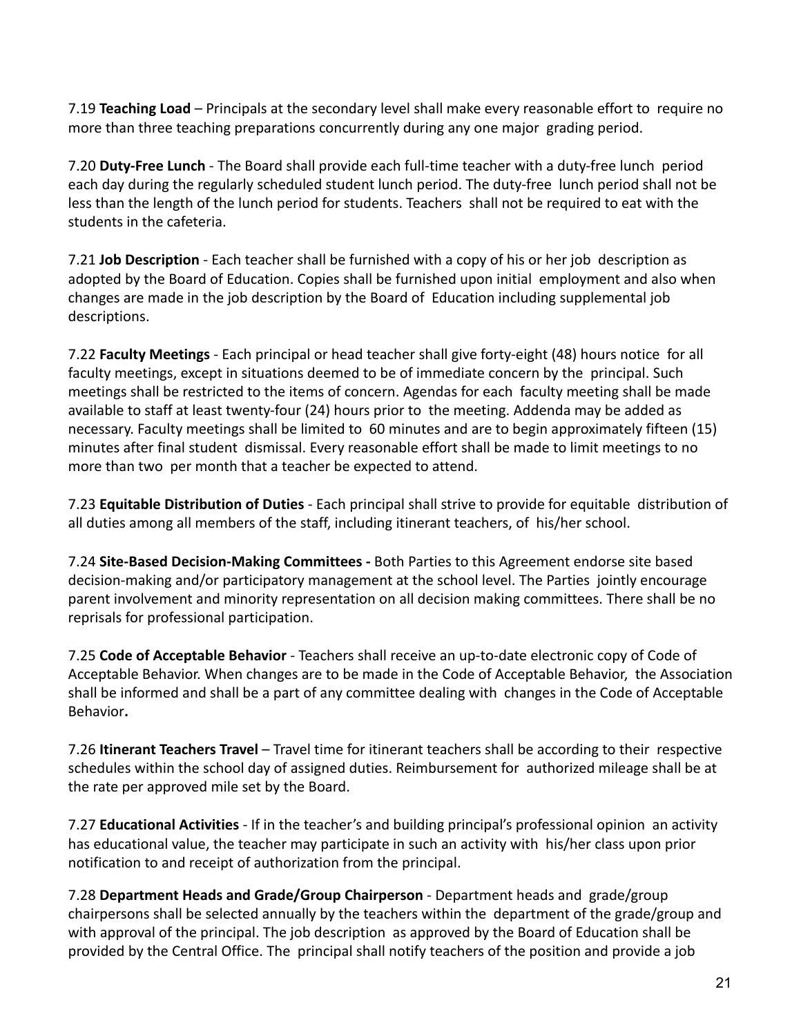7.19 **Teaching Load** – Principals at the secondary level shall make every reasonable effort to require no more than three teaching preparations concurrently during any one major grading period.

7.20 **Duty-Free Lunch** - The Board shall provide each full-time teacher with a duty-free lunch period each day during the regularly scheduled student lunch period. The duty-free lunch period shall not be less than the length of the lunch period for students. Teachers shall not be required to eat with the students in the cafeteria.

7.21 **Job Description** - Each teacher shall be furnished with a copy of his or her job description as adopted by the Board of Education. Copies shall be furnished upon initial employment and also when changes are made in the job description by the Board of Education including supplemental job descriptions.

7.22 **Faculty Meetings** - Each principal or head teacher shall give forty-eight (48) hours notice for all faculty meetings, except in situations deemed to be of immediate concern by the principal. Such meetings shall be restricted to the items of concern. Agendas for each faculty meeting shall be made available to staff at least twenty-four (24) hours prior to the meeting. Addenda may be added as necessary. Faculty meetings shall be limited to 60 minutes and are to begin approximately fifteen (15) minutes after final student dismissal. Every reasonable effort shall be made to limit meetings to no more than two per month that a teacher be expected to attend.

7.23 **Equitable Distribution of Duties** - Each principal shall strive to provide for equitable distribution of all duties among all members of the staff, including itinerant teachers, of his/her school.

7.24 **Site-Based Decision-Making Committees -** Both Parties to this Agreement endorse site based decision-making and/or participatory management at the school level. The Parties jointly encourage parent involvement and minority representation on all decision making committees. There shall be no reprisals for professional participation.

7.25 **Code of Acceptable Behavior** - Teachers shall receive an up-to-date electronic copy of Code of Acceptable Behavior. When changes are to be made in the Code of Acceptable Behavior, the Association shall be informed and shall be a part of any committee dealing with changes in the Code of Acceptable Behavior**.**

7.26 **Itinerant Teachers Travel** – Travel time for itinerant teachers shall be according to their respective schedules within the school day of assigned duties. Reimbursement for authorized mileage shall be at the rate per approved mile set by the Board.

7.27 **Educational Activities** - If in the teacher's and building principal's professional opinion an activity has educational value, the teacher may participate in such an activity with his/her class upon prior notification to and receipt of authorization from the principal.

7.28 **Department Heads and Grade/Group Chairperson** - Department heads and grade/group chairpersons shall be selected annually by the teachers within the department of the grade/group and with approval of the principal. The job description as approved by the Board of Education shall be provided by the Central Office. The principal shall notify teachers of the position and provide a job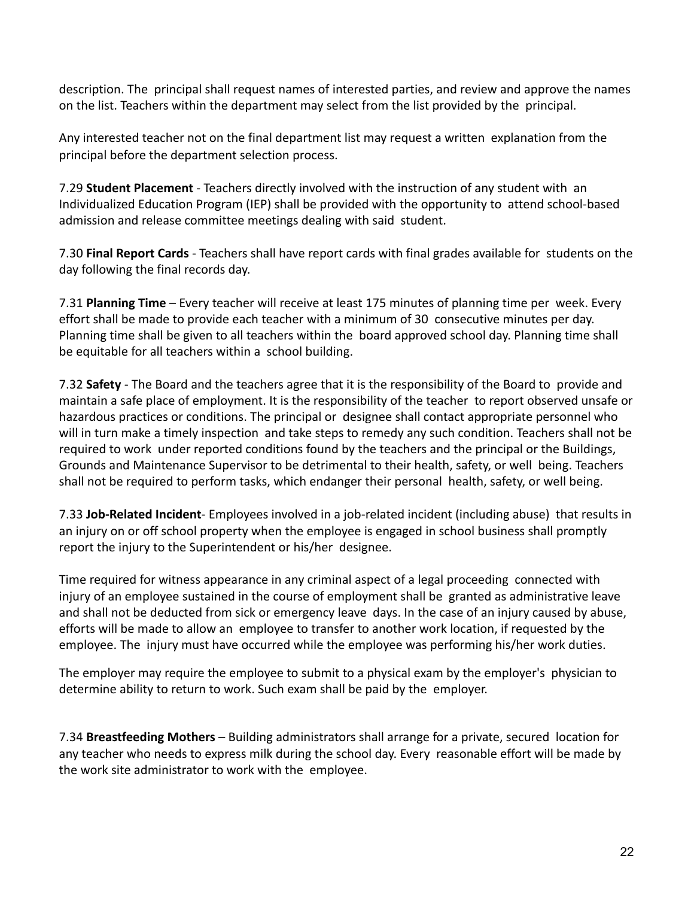description. The principal shall request names of interested parties, and review and approve the names on the list. Teachers within the department may select from the list provided by the principal.

Any interested teacher not on the final department list may request a written explanation from the principal before the department selection process.

7.29 **Student Placement** - Teachers directly involved with the instruction of any student with an Individualized Education Program (IEP) shall be provided with the opportunity to attend school-based admission and release committee meetings dealing with said student.

7.30 **Final Report Cards** - Teachers shall have report cards with final grades available for students on the day following the final records day.

7.31 **Planning Time** – Every teacher will receive at least 175 minutes of planning time per week. Every effort shall be made to provide each teacher with a minimum of 30 consecutive minutes per day. Planning time shall be given to all teachers within the board approved school day. Planning time shall be equitable for all teachers within a school building.

7.32 **Safety** - The Board and the teachers agree that it is the responsibility of the Board to provide and maintain a safe place of employment. It is the responsibility of the teacher to report observed unsafe or hazardous practices or conditions. The principal or designee shall contact appropriate personnel who will in turn make a timely inspection and take steps to remedy any such condition. Teachers shall not be required to work under reported conditions found by the teachers and the principal or the Buildings, Grounds and Maintenance Supervisor to be detrimental to their health, safety, or well being. Teachers shall not be required to perform tasks, which endanger their personal health, safety, or well being.

7.33 **Job-Related Incident**- Employees involved in a job-related incident (including abuse) that results in an injury on or off school property when the employee is engaged in school business shall promptly report the injury to the Superintendent or his/her designee.

Time required for witness appearance in any criminal aspect of a legal proceeding connected with injury of an employee sustained in the course of employment shall be granted as administrative leave and shall not be deducted from sick or emergency leave days. In the case of an injury caused by abuse, efforts will be made to allow an employee to transfer to another work location, if requested by the employee. The injury must have occurred while the employee was performing his/her work duties.

The employer may require the employee to submit to a physical exam by the employer's physician to determine ability to return to work. Such exam shall be paid by the employer.

7.34 **Breastfeeding Mothers** – Building administrators shall arrange for a private, secured location for any teacher who needs to express milk during the school day. Every reasonable effort will be made by the work site administrator to work with the employee.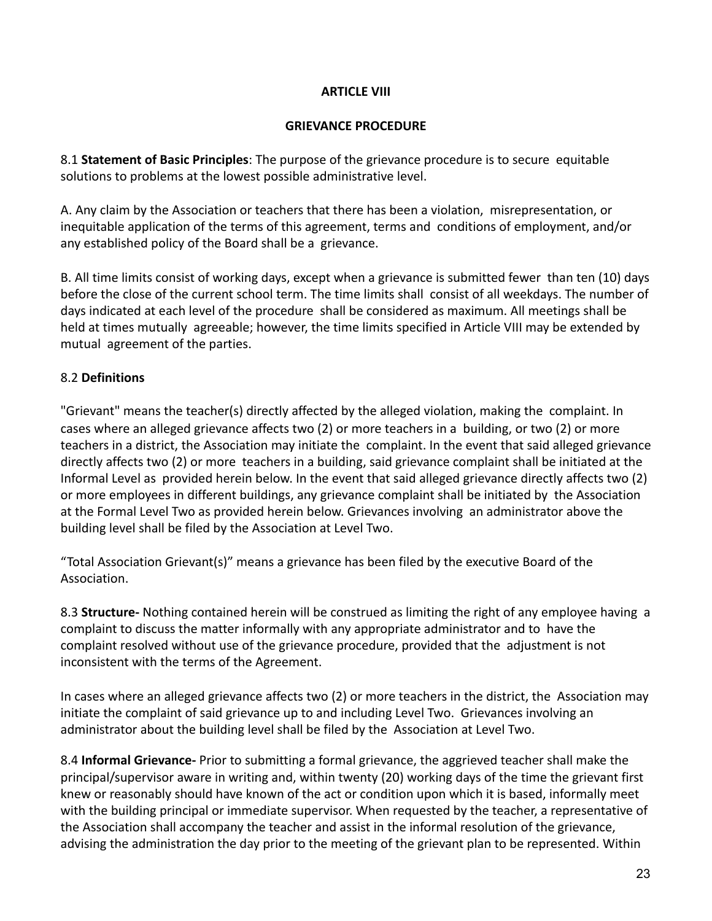**ARTICLE VIII**

**GRIEVANCE PROCEDURE**

8.1 **Statement of Basic Principles**: The purpose of the grievance procedure is to secure equitable solutions to problems at the lowest possible administrative level.

A. Any claim by the Association or teachers that there has been a violation, misrepresentation, or inequitable application of the terms of this agreement, terms and conditions of employment, and/or any established policy of the Board shall be a grievance.

B. All time limits consist of working days, except when a grievance is submitted fewer than ten (10) days before the close of the current school term. The time limits shall consist of all weekdays. The number of days indicated at each level of the procedure shall be considered as maximum. All meetings shall be held at times mutually agreeable; however, the time limits specified in Article VIII may be extended by mutual agreement of the parties.

8.2 **Definitions**

"Grievant" means the teacher(s) directly affected by the alleged violation, making the complaint. In cases where an alleged grievance affects two (2) or more teachers in a building, or two (2) or more teachers in a district, the Association may initiate the complaint. In the event that said alleged grievance directly affects two (2) or more teachers in a building, said grievance complaint shall be initiated at the Informal Level as provided herein below. In the event that said alleged grievance directly affects two (2) or more employees in different buildings, any grievance complaint shall be initiated by the Association at the Formal Level Two as provided herein below. Grievances involving an administrator above the building level shall be filed by the Association at Level Two.

"Total Association Grievant(s)" means a grievance has been filed by the executive Board of the Association.

8.3 **Structure-** Nothing contained herein will be construed as limiting the right of any employee having a complaint to discuss the matter informally with any appropriate administrator and to have the complaint resolved without use of the grievance procedure, provided that the adjustment is not inconsistent with the terms of the Agreement.

In cases where an alleged grievance affects two (2) or more teachers in the district, the Association may initiate the complaint of said grievance up to and including Level Two. Grievances involving an administrator about the building level shall be filed by the Association at Level Two.

8.4 **Informal Grievance-** Prior to submitting a formal grievance, the aggrieved teacher shall make the principal/supervisor aware in writing and, within twenty (20) working days of the time the grievant first knew or reasonably should have known of the act or condition upon which it is based, informally meet with the building principal or immediate supervisor. When requested by the teacher, a representative of the Association shall accompany the teacher and assist in the informal resolution of the grievance, advising the administration the day prior to the meeting of the grievant plan to be represented. Within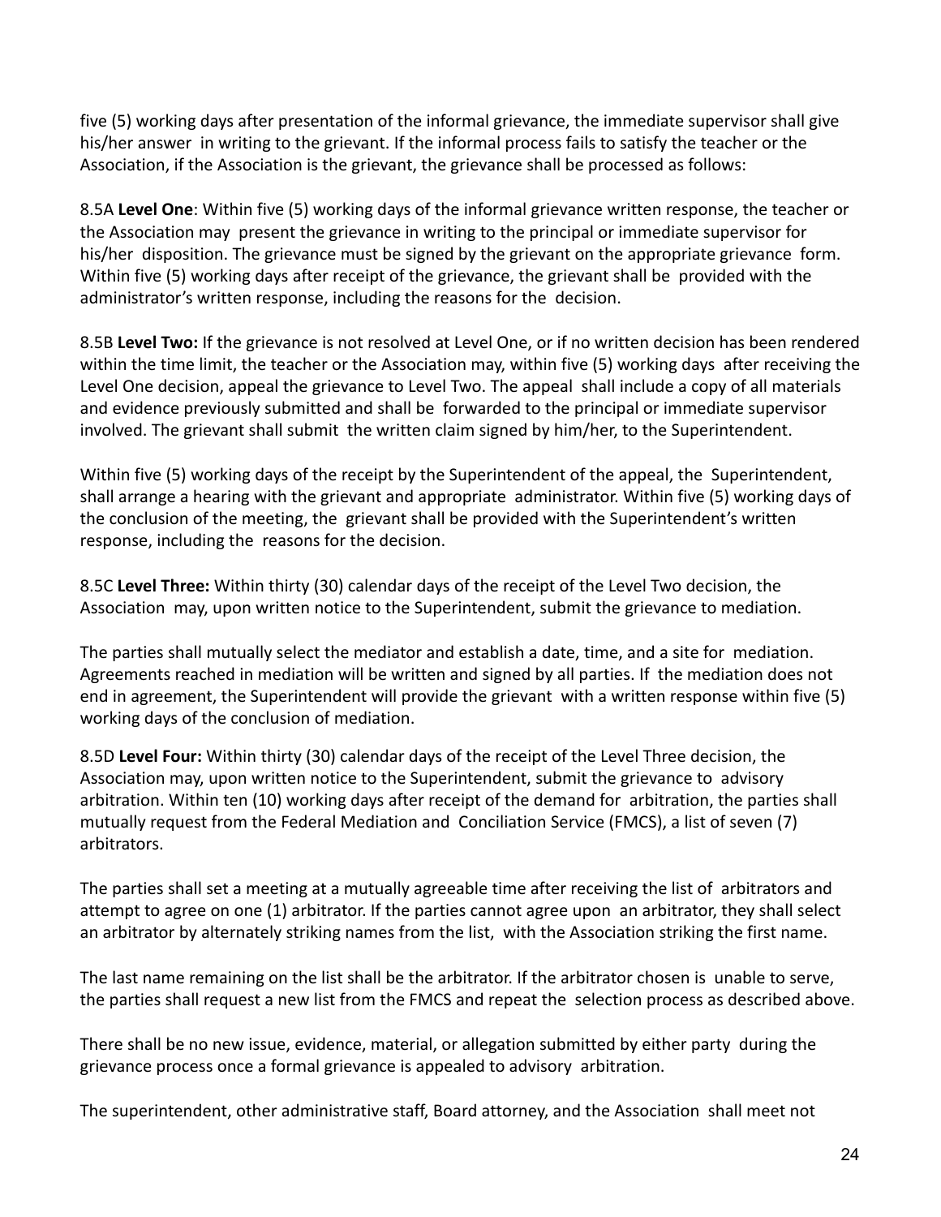five (5) working days after presentation of the informal grievance, the immediate supervisor shall give his/her answer in writing to the grievant. If the informal process fails to satisfy the teacher or the Association, if the Association is the grievant, the grievance shall be processed as follows:

8.5A **Level One**: Within five (5) working days of the informal grievance written response, the teacher or the Association may present the grievance in writing to the principal or immediate supervisor for his/her disposition. The grievance must be signed by the grievant on the appropriate grievance form. Within five (5) working days after receipt of the grievance, the grievant shall be provided with the administrator's written response, including the reasons for the decision.

8.5B **Level Two:** If the grievance is not resolved at Level One, or if no written decision has been rendered within the time limit, the teacher or the Association may, within five (5) working days after receiving the Level One decision, appeal the grievance to Level Two. The appeal shall include a copy of all materials and evidence previously submitted and shall be forwarded to the principal or immediate supervisor involved. The grievant shall submit the written claim signed by him/her, to the Superintendent.

Within five (5) working days of the receipt by the Superintendent of the appeal, the Superintendent, shall arrange a hearing with the grievant and appropriate administrator. Within five (5) working days of the conclusion of the meeting, the grievant shall be provided with the Superintendent's written response, including the reasons for the decision.

8.5C **Level Three:** Within thirty (30) calendar days of the receipt of the Level Two decision, the Association may, upon written notice to the Superintendent, submit the grievance to mediation.

The parties shall mutually select the mediator and establish a date, time, and a site for mediation. Agreements reached in mediation will be written and signed by all parties. If the mediation does not end in agreement, the Superintendent will provide the grievant with a written response within five (5) working days of the conclusion of mediation.

8.5D **Level Four:** Within thirty (30) calendar days of the receipt of the Level Three decision, the Association may, upon written notice to the Superintendent, submit the grievance to advisory arbitration. Within ten (10) working days after receipt of the demand for arbitration, the parties shall mutually request from the Federal Mediation and Conciliation Service (FMCS), a list of seven (7) arbitrators.

The parties shall set a meeting at a mutually agreeable time after receiving the list of arbitrators and attempt to agree on one (1) arbitrator. If the parties cannot agree upon an arbitrator, they shall select an arbitrator by alternately striking names from the list, with the Association striking the first name.

The last name remaining on the list shall be the arbitrator. If the arbitrator chosen is unable to serve, the parties shall request a new list from the FMCS and repeat the selection process as described above.

There shall be no new issue, evidence, material, or allegation submitted by either party during the grievance process once a formal grievance is appealed to advisory arbitration.

The superintendent, other administrative staff, Board attorney, and the Association shall meet not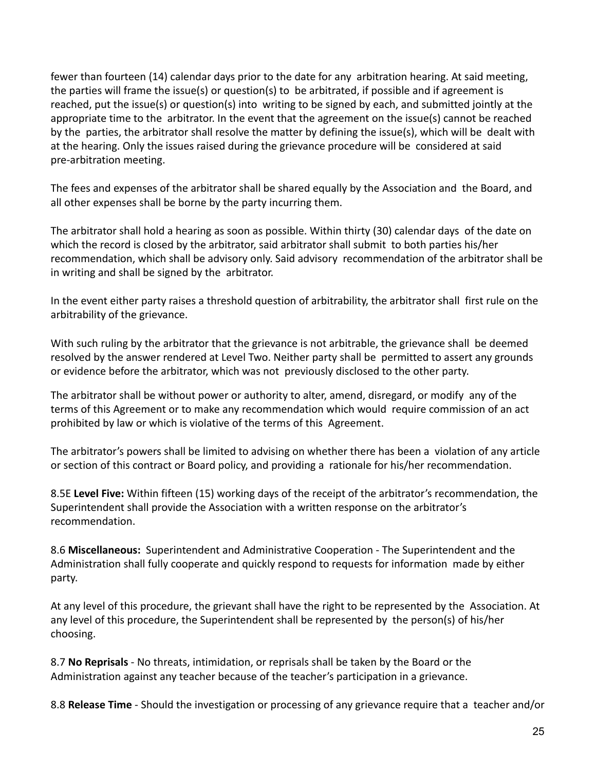fewer than fourteen (14) calendar days prior to the date for any arbitration hearing. At said meeting, the parties will frame the issue(s) or question(s) to be arbitrated, if possible and if agreement is reached, put the issue(s) or question(s) into writing to be signed by each, and submitted jointly at the appropriate time to the arbitrator. In the event that the agreement on the issue(s) cannot be reached by the parties, the arbitrator shall resolve the matter by defining the issue(s), which will be dealt with at the hearing. Only the issues raised during the grievance procedure will be considered at said pre-arbitration meeting.

The fees and expenses of the arbitrator shall be shared equally by the Association and the Board, and all other expenses shall be borne by the party incurring them.

The arbitrator shall hold a hearing as soon as possible. Within thirty (30) calendar days of the date on which the record is closed by the arbitrator, said arbitrator shall submit to both parties his/her recommendation, which shall be advisory only. Said advisory recommendation of the arbitrator shall be in writing and shall be signed by the arbitrator.

In the event either party raises a threshold question of arbitrability, the arbitrator shall first rule on the arbitrability of the grievance.

With such ruling by the arbitrator that the grievance is not arbitrable, the grievance shall be deemed resolved by the answer rendered at Level Two. Neither party shall be permitted to assert any grounds or evidence before the arbitrator, which was not previously disclosed to the other party.

The arbitrator shall be without power or authority to alter, amend, disregard, or modify any of the terms of this Agreement or to make any recommendation which would require commission of an act prohibited by law or which is violative of the terms of this Agreement.

The arbitrator's powers shall be limited to advising on whether there has been a violation of any article or section of this contract or Board policy, and providing a rationale for his/her recommendation.

8.5E **Level Five:** Within fifteen (15) working days of the receipt of the arbitrator's recommendation, the Superintendent shall provide the Association with a written response on the arbitrator's recommendation.

8.6 **Miscellaneous:** Superintendent and Administrative Cooperation - The Superintendent and the Administration shall fully cooperate and quickly respond to requests for information made by either party.

At any level of this procedure, the grievant shall have the right to be represented by the Association. At any level of this procedure, the Superintendent shall be represented by the person(s) of his/her choosing.

8.7 **No Reprisals** - No threats, intimidation, or reprisals shall be taken by the Board or the Administration against any teacher because of the teacher's participation in a grievance.

8.8 **Release Time** - Should the investigation or processing of any grievance require that a teacher and/or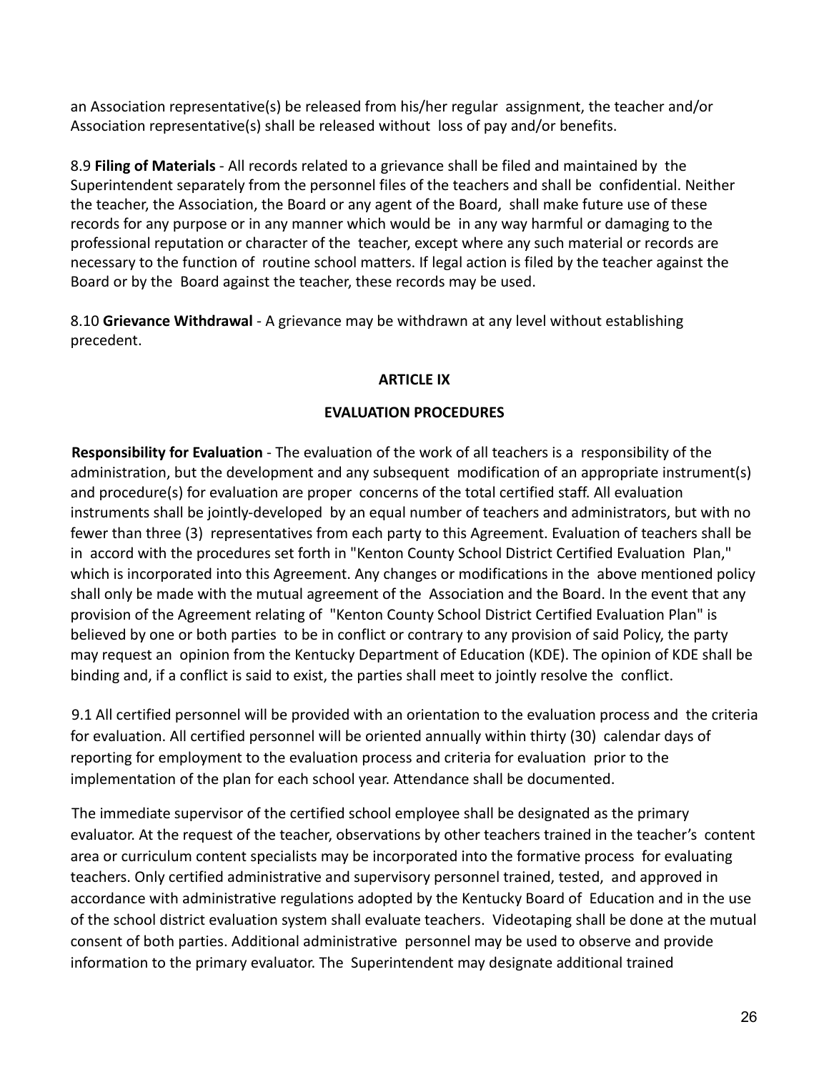an Association representative(s) be released from his/her regular assignment, the teacher and/or Association representative(s) shall be released without loss of pay and/or benefits.

8.9 **Filing of Materials** - All records related to a grievance shall be filed and maintained by the Superintendent separately from the personnel files of the teachers and shall be confidential. Neither the teacher, the Association, the Board or any agent of the Board, shall make future use of these records for any purpose or in any manner which would be in any way harmful or damaging to the professional reputation or character of the teacher, except where any such material or records are necessary to the function of routine school matters. If legal action is filed by the teacher against the Board or by the Board against the teacher, these records may be used.

8.10 **Grievance Withdrawal** - A grievance may be withdrawn at any level without establishing precedent.

## ARTICLE IX

## EVALUATION PROCEDURES

**Responsibility for Evaluation** - The evaluation of the work of all teachers is a responsibility of the administration, but the development and any subsequent modification of an appropriate instrument(s) and procedure(s) for evaluation are proper concerns of the total certified staff. All evaluation instruments shall be jointly-developed by an equal number of teachers and administrators, but with no fewer than three (3) representatives from each party to this Agreement. Evaluation of teachers shall be in accord with the procedures set forth in "Kenton County School District Certified Evaluation Plan," which is incorporated into this Agreement. Any changes or modifications in the above mentioned policy shall only be made with the mutual agreement of the Association and the Board. In the event that any provision of the Agreement relating of "Kenton County School District Certified Evaluation Plan" is believed by one or both parties to be in conflict or contrary to any provision of said Policy, the party may request an opinion from the Kentucky Department of Education (KDE). The opinion of KDE shall be binding and, if a conflict is said to exist, the parties shall meet to jointly resolve the conflict.

9.1 All certified personnel will be provided with an orientation to the evaluation process and the criteria for evaluation. All certified personnel will be oriented annually within thirty (30) calendar days of reporting for employment to the evaluation process and criteria for evaluation prior to the implementation of the plan for each school year. Attendance shall be documented.

The immediate supervisor of the certified school employee shall be designated as the primary evaluator. At the request of the teacher, observations by other teachers trained in the teacher's content area or curriculum content specialists may be incorporated into the formative process for evaluating teachers. Only certified administrative and supervisory personnel trained, tested, and approved in accordance with administrative regulations adopted by the Kentucky Board of Education and in the use of the school district evaluation system shall evaluate teachers. Videotaping shall be done at the mutual consent of both parties. Additional administrative personnel may be used to observe and provide information to the primary evaluator. The Superintendent may designate additional trained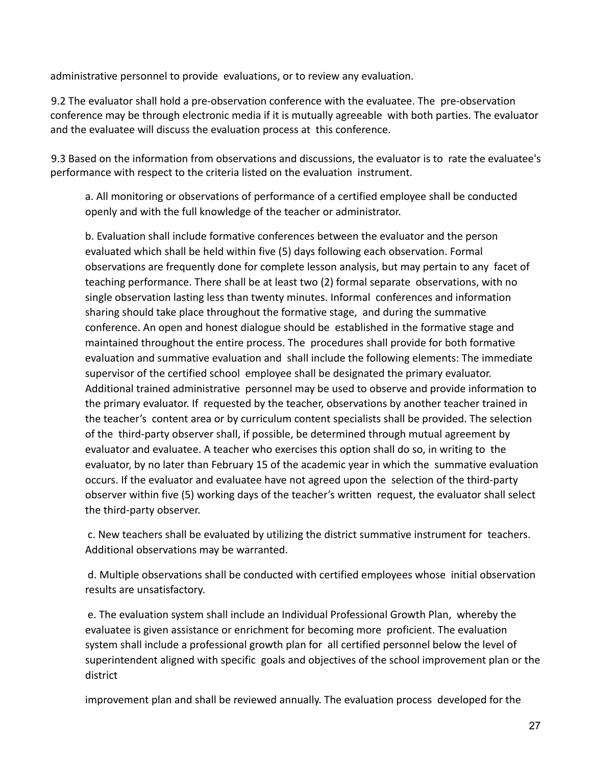administrative personnel to provide evaluations, or to review any evaluation.

9.2 The evaluator shall hold a pre-observation conference with the evaluatee. The pre-observation conference may be through electronic media if it is mutually agreeable with both parties. The evaluator and the evaluatee will discuss the evaluation process at this conference.

9.3 Based on the information from observations and discussions, the evaluator is to rate the evaluatee's performance with respect to the criteria listed on the evaluation instrument.

a. All monitoring or observations of performance of a certified employee shall be conducted openly and with the full knowledge of the teacher or administrator.

b. Evaluation shall include formative conferences between the evaluator and the person evaluated which shall be held within five (5) days following each observation. Formal observations are frequently done for complete lesson analysis, but may pertain to any facet of teaching performance. There shall be at least two (2) formal separate observations, with no single observation lasting less than twenty minutes. Informal conferences and information sharing should take place throughout the formative stage, and during the summative conference. An open and honest dialogue should be established in the formative stage and maintained throughout the entire process. The procedures shall provide for both formative evaluation and summative evaluation and shall include the following elements: The immediate supervisor of the certified school employee shall be designated the primary evaluator. Additional trained administrative personnel may be used to observe and provide information to the primary evaluator. If requested by the teacher, observations by another teacher trained in the teacher's content area or by curriculum content specialists shall be provided. The selection of the third-party observer shall, if possible, be determined through mutual agreement by evaluator and evaluatee. A teacher who exercises this option shall do so, in writing to the evaluator, by no later than February 15 of the academic year in which the summative evaluation occurs. If the evaluator and evaluatee have not agreed upon the selection of the third-party observer within five (5) working days of the teacher's written request, the evaluator shall select the third-party observer.

c. New teachers shall be evaluated by utilizing the district summative instrument for teachers. Additional observations may be warranted.

d. Multiple observations shall be conducted with certified employees whose initial observation results are unsatisfactory.

e. The evaluation system shall include an Individual Professional Growth Plan, whereby the evaluatee is given assistance or enrichment for becoming more proficient. The evaluation system shall include a professional growth plan for all certified personnel below the level of superintendent aligned with specific goals and objectives of the school improvement plan or the district improvement plan and shall be reviewed annually. The evaluation process developed for the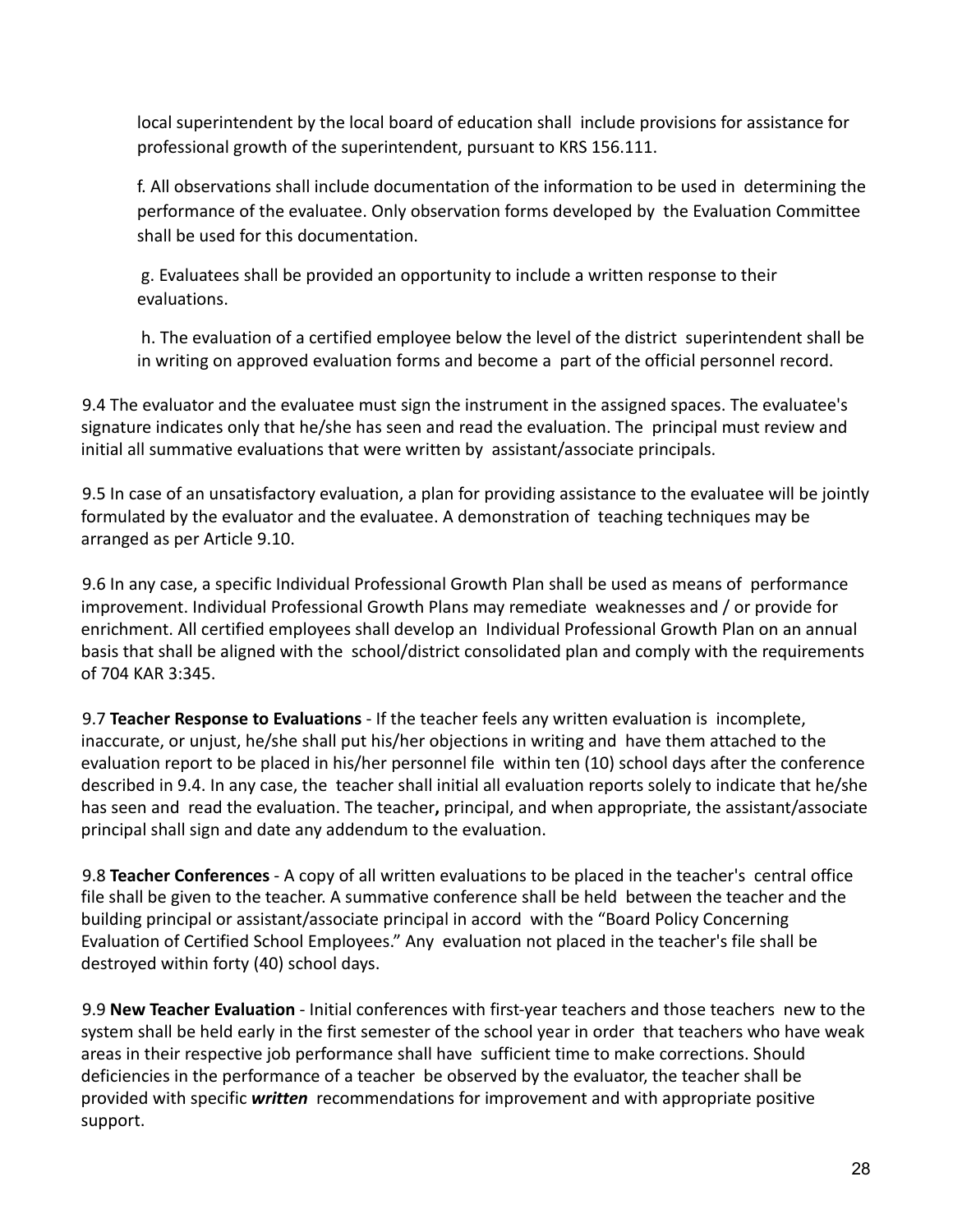local superintendent by the local board of education shall include provisions for assistance for professional growth of the superintendent, pursuant to KRS 156.111.

f. All observations shall include documentation of the information to be used in determining the performance of the evaluatee. Only observation forms developed by the Evaluation Committee shall be used for this documentation.

g. Evaluatees shall be provided an opportunity to include a written response to their evaluations.

h. The evaluation of a certified employee below the level of the district superintendent shall be in writing on approved evaluation forms and become a part of the official personnel record.

9.4 The evaluator and the evaluatee must sign the instrument in the assigned spaces. The evaluatee's signature indicates only that he/she has seen and read the evaluation. The principal must review and initial all summative evaluations that were written by assistant/associate principals.

9.5 In case of an unsatisfactory evaluation, a plan for providing assistance to the evaluatee will be jointly formulated by the evaluator and the evaluatee. A demonstration of teaching techniques may be arranged as per Article 9.10.

9.6 In any case, a specific Individual Professional Growth Plan shall be used as means of performance improvement. Individual Professional Growth Plans may remediate weaknesses and / or provide for enrichment. All certified employees shall develop an Individual Professional Growth Plan on an annual basis that shall be aligned with the school/district consolidated plan and comply with the requirements of 704 KAR 3:345.

9.7 **Teacher Response to Evaluations** - If the teacher feels any written evaluation is incomplete, inaccurate, or unjust, he/she shall put his/her objections in writing and have them attached to the evaluation report to be placed in his/her personnel file within ten (10) school days after the conference described in 9.4. In any case, the teacher shall initial all evaluation reports solely to indicate that he/she has seen and read the evaluation. The teacher**,** principal, and when appropriate, the assistant/associate principal shall sign and date any addendum to the evaluation.

9.8 **Teacher Conferences** - A copy of all written evaluations to be placed in the teacher's central office file shall be given to the teacher. A summative conference shall be held between the teacher and the building principal or assistant/associate principal in accord with the "Board Policy Concerning Evaluation of Certified School Employees." Any evaluation not placed in the teacher's file shall be destroyed within forty (40) school days.

9.9 **New Teacher Evaluation** - Initial conferences with first-year teachers and those teachers new to the system shall be held early in the first semester of the school year in order that teachers who have weak areas in their respective job performance shall have sufficient time to make corrections. Should deficiencies in the performance of a teacher be observed by the evaluator, the teacher shall be provided with specific ***written*** recommendations for improvement and with appropriate positive support.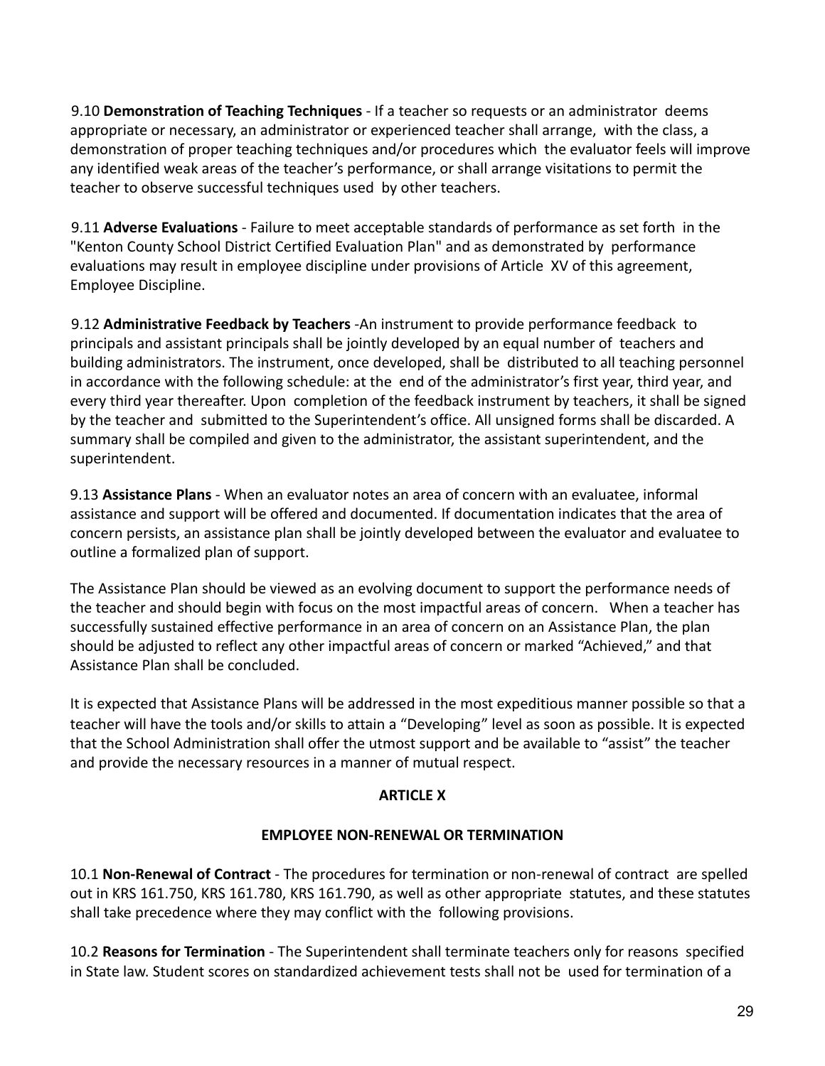9.10 **Demonstration of Teaching Techniques** - If a teacher so requests or an administrator deems appropriate or necessary, an administrator or experienced teacher shall arrange, with the class, a demonstration of proper teaching techniques and/or procedures which the evaluator feels will improve any identified weak areas of the teacher's performance, or shall arrange visitations to permit the teacher to observe successful techniques used by other teachers.

9.11 **Adverse Evaluations** - Failure to meet acceptable standards of performance as set forth in the "Kenton County School District Certified Evaluation Plan" and as demonstrated by performance evaluations may result in employee discipline under provisions of Article XV of this agreement, Employee Discipline.

9.12 **Administrative Feedback by Teachers** -An instrument to provide performance feedback to principals and assistant principals shall be jointly developed by an equal number of teachers and building administrators. The instrument, once developed, shall be distributed to all teaching personnel in accordance with the following schedule: at the end of the administrator's first year, third year, and every third year thereafter. Upon completion of the feedback instrument by teachers, it shall be signed by the teacher and submitted to the Superintendent's office. All unsigned forms shall be discarded. A summary shall be compiled and given to the administrator, the assistant superintendent, and the superintendent.

9.13 **Assistance Plans** - When an evaluator notes an area of concern with an evaluatee, informal assistance and support will be offered and documented. If documentation indicates that the area of concern persists, an assistance plan shall be jointly developed between the evaluator and evaluatee to outline a formalized plan of support.

The Assistance Plan should be viewed as an evolving document to support the performance needs of the teacher and should begin with focus on the most impactful areas of concern. When a teacher has successfully sustained effective performance in an area of concern on an Assistance Plan, the plan should be adjusted to reflect any other impactful areas of concern or marked "Achieved," and that Assistance Plan shall be concluded.

It is expected that Assistance Plans will be addressed in the most expeditious manner possible so that a teacher will have the tools and/or skills to attain a "Developing" level as soon as possible. It is expected that the School Administration shall offer the utmost support and be available to "assist" the teacher and provide the necessary resources in a manner of mutual respect.

## ARTICLE X

## EMPLOYEE NON-RENEWAL OR TERMINATION

10.1 **Non-Renewal of Contract** - The procedures for termination or non-renewal of contract are spelled out in KRS 161.750, KRS 161.780, KRS 161.790, as well as other appropriate statutes, and these statutes shall take precedence where they may conflict with the following provisions.

10.2 **Reasons for Termination** - The Superintendent shall terminate teachers only for reasons specified in State law. Student scores on standardized achievement tests shall not be used for termination of a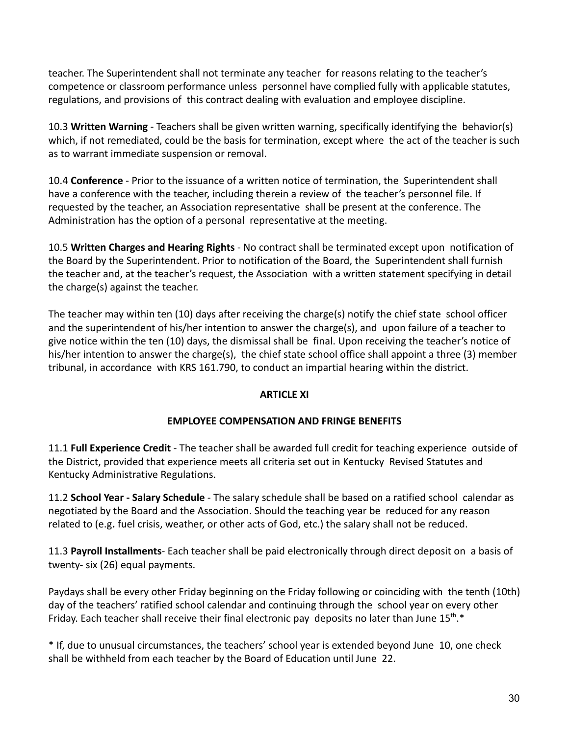teacher. The Superintendent shall not terminate any teacher for reasons relating to the teacher's competence or classroom performance unless personnel have complied fully with applicable statutes, regulations, and provisions of this contract dealing with evaluation and employee discipline.

10.3 **Written Warning** - Teachers shall be given written warning, specifically identifying the behavior(s) which, if not remediated, could be the basis for termination, except where the act of the teacher is such as to warrant immediate suspension or removal.

10.4 **Conference** - Prior to the issuance of a written notice of termination, the Superintendent shall have a conference with the teacher, including therein a review of the teacher's personnel file. If requested by the teacher, an Association representative shall be present at the conference. The Administration has the option of a personal representative at the meeting.

10.5 **Written Charges and Hearing Rights** - No contract shall be terminated except upon notification of the Board by the Superintendent. Prior to notification of the Board, the Superintendent shall furnish the teacher and, at the teacher's request, the Association with a written statement specifying in detail the charge(s) against the teacher.

The teacher may within ten (10) days after receiving the charge(s) notify the chief state school officer and the superintendent of his/her intention to answer the charge(s), and upon failure of a teacher to give notice within the ten (10) days, the dismissal shall be final. Upon receiving the teacher's notice of his/her intention to answer the charge(s), the chief state school office shall appoint a three (3) member tribunal, in accordance with KRS 161.790, to conduct an impartial hearing within the district.

## ARTICLE XI

## EMPLOYEE COMPENSATION AND FRINGE BENEFITS

11.1 **Full Experience Credit** - The teacher shall be awarded full credit for teaching experience outside of the District, provided that experience meets all criteria set out in Kentucky Revised Statutes and Kentucky Administrative Regulations.

11.2 **School Year - Salary Schedule** - The salary schedule shall be based on a ratified school calendar as negotiated by the Board and the Association. Should the teaching year be reduced for any reason related to (e.g**.** fuel crisis, weather, or other acts of God, etc.) the salary shall not be reduced.

11.3 **Payroll Installments**- Each teacher shall be paid electronically through direct deposit on a basis of twenty- six (26) equal payments.

Paydays shall be every other Friday beginning on the Friday following or coinciding with the tenth (10th) day of the teachers' ratified school calendar and continuing through the school year on every other Friday. Each teacher shall receive their final electronic pay deposits no later than June 15th.*

* If, due to unusual circumstances, the teachers' school year is extended beyond June 10, one check shall be withheld from each teacher by the Board of Education until June 22.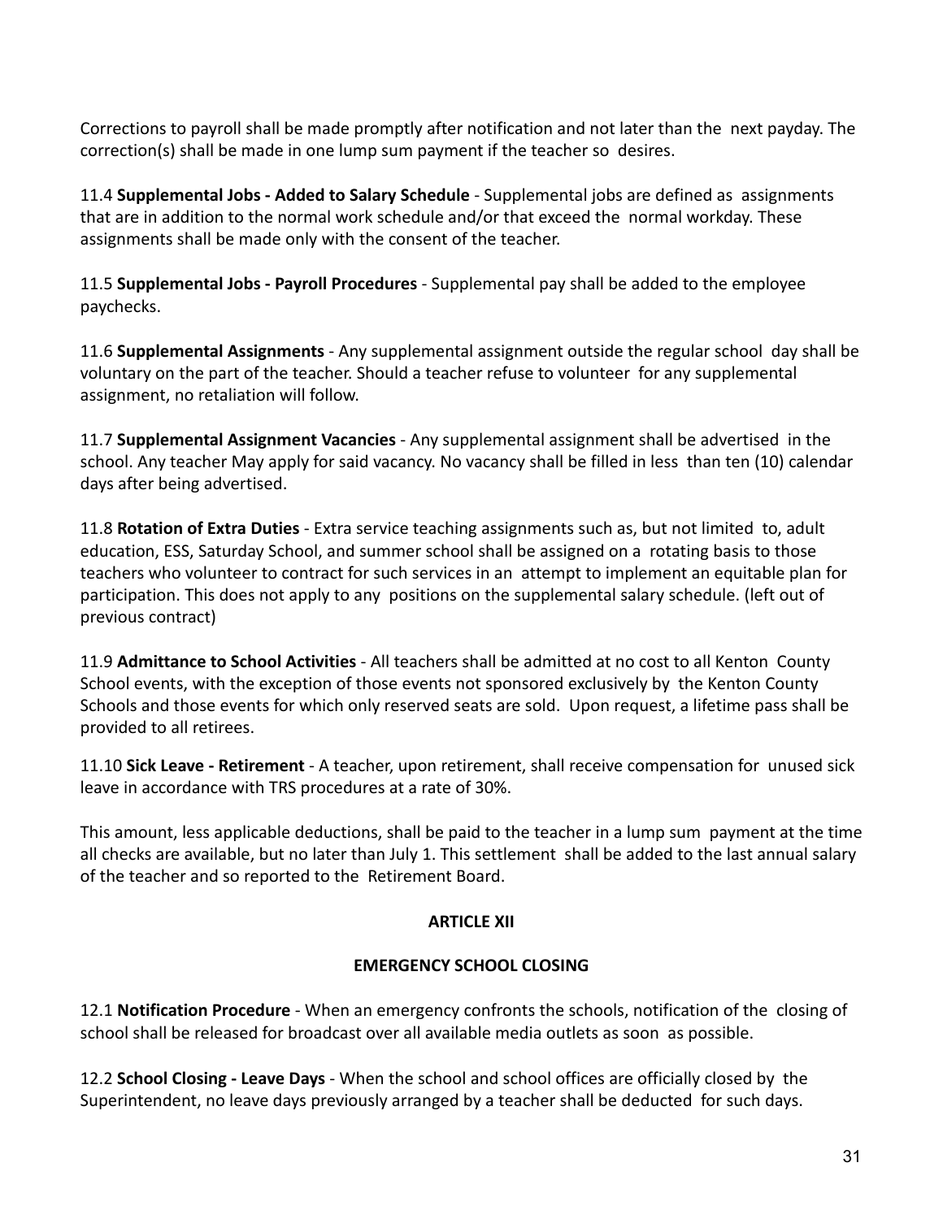Corrections to payroll shall be made promptly after notification and not later than the next payday. The correction(s) shall be made in one lump sum payment if the teacher so desires.

11.4 **Supplemental Jobs - Added to Salary Schedule** - Supplemental jobs are defined as assignments that are in addition to the normal work schedule and/or that exceed the normal workday. These assignments shall be made only with the consent of the teacher.

11.5 **Supplemental Jobs - Payroll Procedures** - Supplemental pay shall be added to the employee paychecks.

11.6 **Supplemental Assignments** - Any supplemental assignment outside the regular school day shall be voluntary on the part of the teacher. Should a teacher refuse to volunteer for any supplemental assignment, no retaliation will follow.

11.7 **Supplemental Assignment Vacancies** - Any supplemental assignment shall be advertised in the school. Any teacher May apply for said vacancy. No vacancy shall be filled in less than ten (10) calendar days after being advertised.

11.8 **Rotation of Extra Duties** - Extra service teaching assignments such as, but not limited to, adult education, ESS, Saturday School, and summer school shall be assigned on a rotating basis to those teachers who volunteer to contract for such services in an attempt to implement an equitable plan for participation. This does not apply to any positions on the supplemental salary schedule. (left out of previous contract)

11.9 **Admittance to School Activities** - All teachers shall be admitted at no cost to all Kenton County School events, with the exception of those events not sponsored exclusively by the Kenton County Schools and those events for which only reserved seats are sold. Upon request, a lifetime pass shall be provided to all retirees.

11.10 **Sick Leave - Retirement** - A teacher, upon retirement, shall receive compensation for unused sick leave in accordance with TRS procedures at a rate of 30%.

This amount, less applicable deductions, shall be paid to the teacher in a lump sum payment at the time all checks are available, but no later than July 1. This settlement shall be added to the last annual salary of the teacher and so reported to the Retirement Board.

## ARTICLE XII

## EMERGENCY SCHOOL CLOSING

12.1 **Notification Procedure** - When an emergency confronts the schools, notification of the closing of school shall be released for broadcast over all available media outlets as soon as possible.

12.2 **School Closing - Leave Days** - When the school and school offices are officially closed by the Superintendent, no leave days previously arranged by a teacher shall be deducted for such days.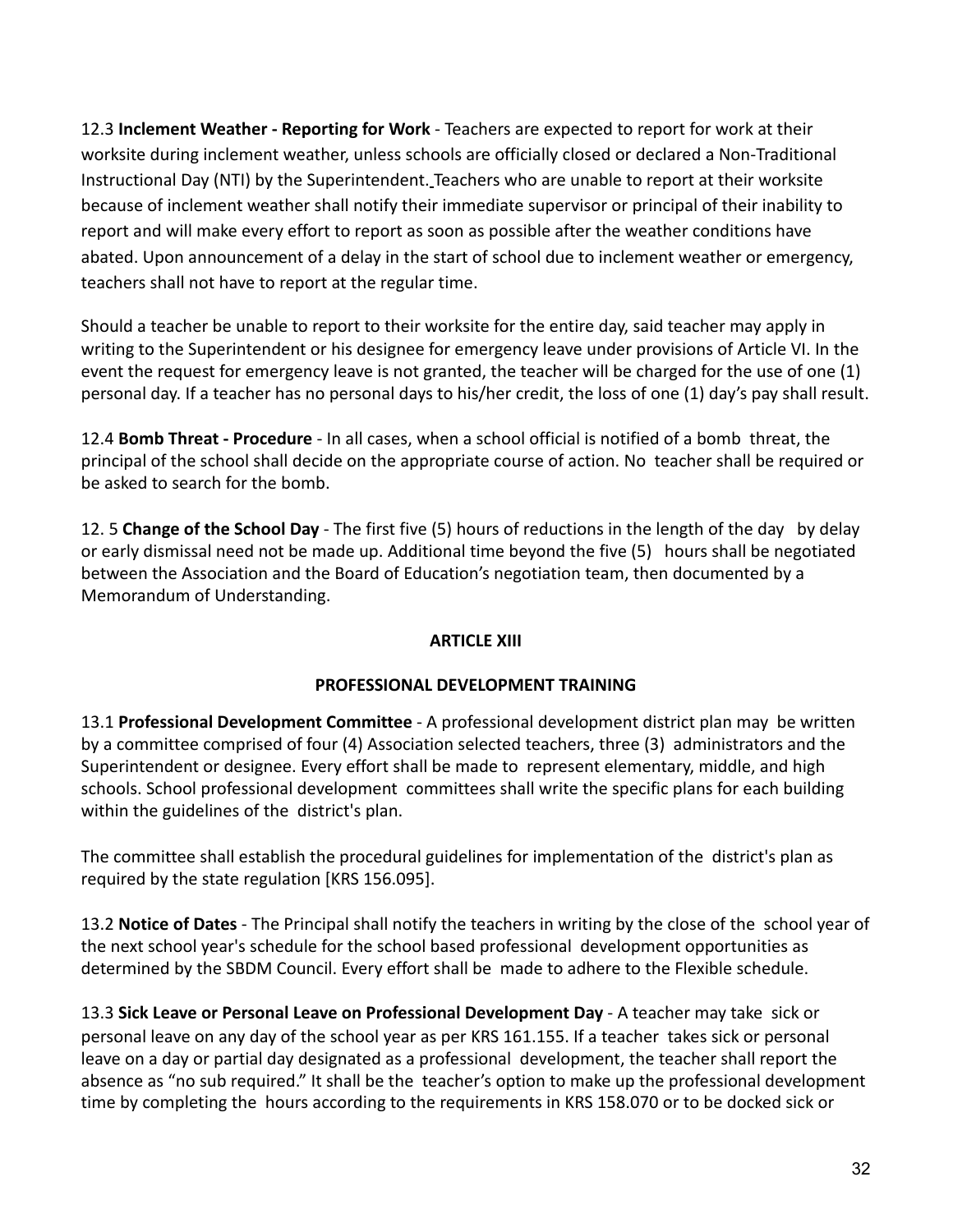12.3 **Inclement Weather - Reporting for Work** - Teachers are expected to report for work at their worksite during inclement weather, unless schools are officially closed or declared a Non-Traditional Instructional Day (NTI) by the Superintendent. Teachers who are unable to report at their worksite because of inclement weather shall notify their immediate supervisor or principal of their inability to report and will make every effort to report as soon as possible after the weather conditions have abated. Upon announcement of a delay in the start of school due to inclement weather or emergency, teachers shall not have to report at the regular time.

Should a teacher be unable to report to their worksite for the entire day, said teacher may apply in writing to the Superintendent or his designee for emergency leave under provisions of Article VI. In the event the request for emergency leave is not granted, the teacher will be charged for the use of one (1) personal day. If a teacher has no personal days to his/her credit, the loss of one (1) day's pay shall result.

12.4 **Bomb Threat - Procedure** - In all cases, when a school official is notified of a bomb threat, the principal of the school shall decide on the appropriate course of action. No teacher shall be required or be asked to search for the bomb.

12. 5 **Change of the School Day** - The first five (5) hours of reductions in the length of the day by delay or early dismissal need not be made up. Additional time beyond the five (5) hours shall be negotiated between the Association and the Board of Education's negotiation team, then documented by a Memorandum of Understanding.

## ARTICLE XIII

## PROFESSIONAL DEVELOPMENT TRAINING

13.1 **Professional Development Committee** - A professional development district plan may be written by a committee comprised of four (4) Association selected teachers, three (3) administrators and the Superintendent or designee. Every effort shall be made to represent elementary, middle, and high schools. School professional development committees shall write the specific plans for each building within the guidelines of the district's plan.

The committee shall establish the procedural guidelines for implementation of the district's plan as required by the state regulation [KRS 156.095].

13.2 **Notice of Dates** - The Principal shall notify the teachers in writing by the close of the school year of the next school year's schedule for the school based professional development opportunities as determined by the SBDM Council. Every effort shall be made to adhere to the Flexible schedule.

13.3 **Sick Leave or Personal Leave on Professional Development Day** - A teacher may take sick or personal leave on any day of the school year as per KRS 161.155. If a teacher takes sick or personal leave on a day or partial day designated as a professional development, the teacher shall report the absence as "no sub required." It shall be the teacher's option to make up the professional development time by completing the hours according to the requirements in KRS 158.070 or to be docked sick or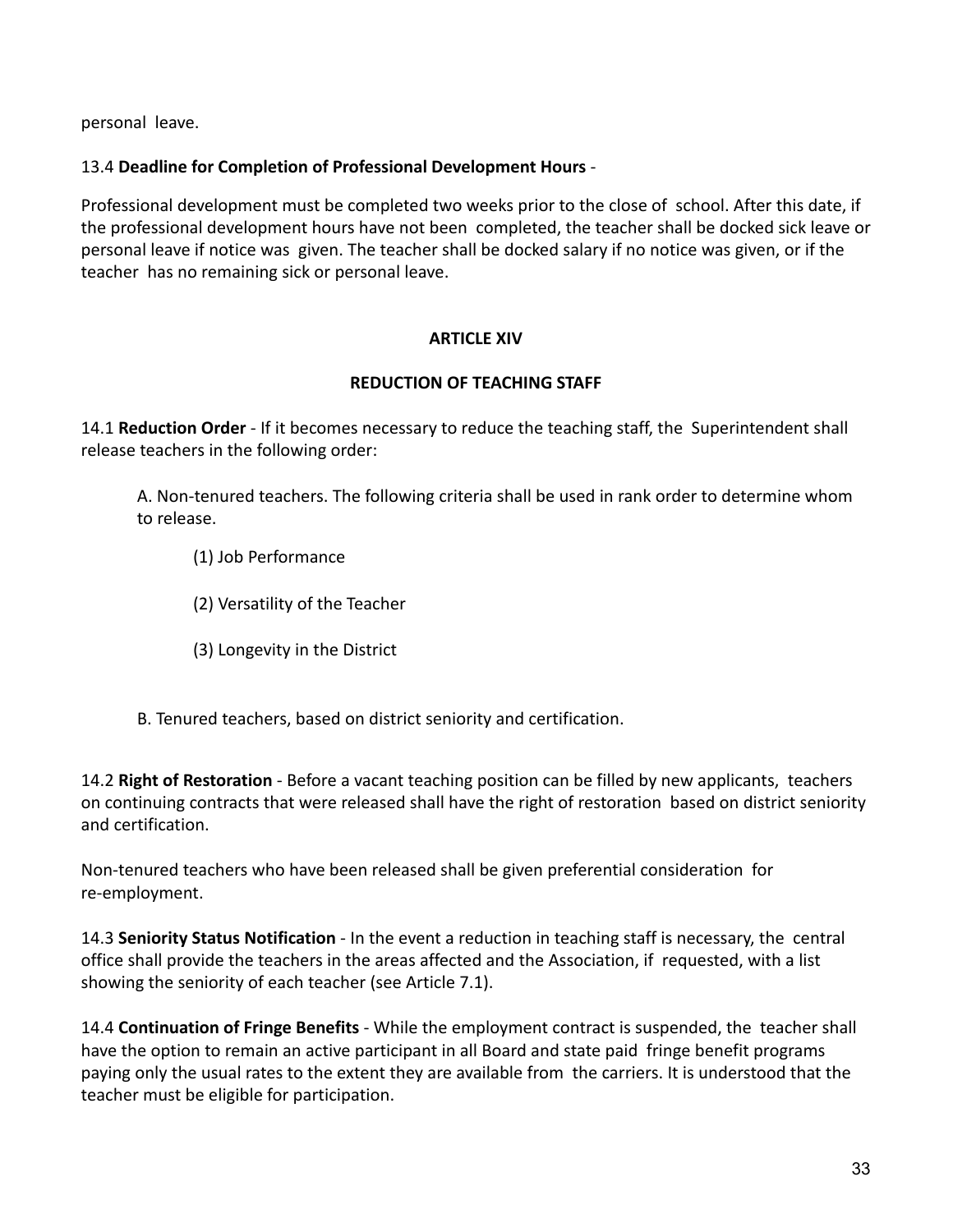personal leave.

13.4 **Deadline for Completion of Professional Development Hours** -

Professional development must be completed two weeks prior to the close of school. After this date, if the professional development hours have not been completed, the teacher shall be docked sick leave or personal leave if notice was given. The teacher shall be docked salary if no notice was given, or if the teacher has no remaining sick or personal leave.

## ARTICLE XIV

## REDUCTION OF TEACHING STAFF

14.1 **Reduction Order** - If it becomes necessary to reduce the teaching staff, the Superintendent shall release teachers in the following order:

A. Non-tenured teachers. The following criteria shall be used in rank order to determine whom to release.

(1) Job Performance

(2) Versatility of the Teacher

(3) Longevity in the District

B. Tenured teachers, based on district seniority and certification.

14.2 **Right of Restoration** - Before a vacant teaching position can be filled by new applicants, teachers on continuing contracts that were released shall have the right of restoration based on district seniority and certification.

Non-tenured teachers who have been released shall be given preferential consideration for re-employment.

14.3 **Seniority Status Notification** - In the event a reduction in teaching staff is necessary, the central office shall provide the teachers in the areas affected and the Association, if requested, with a list showing the seniority of each teacher (see Article 7.1).

14.4 **Continuation of Fringe Benefits** - While the employment contract is suspended, the teacher shall have the option to remain an active participant in all Board and state paid fringe benefit programs paying only the usual rates to the extent they are available from the carriers. It is understood that the teacher must be eligible for participation.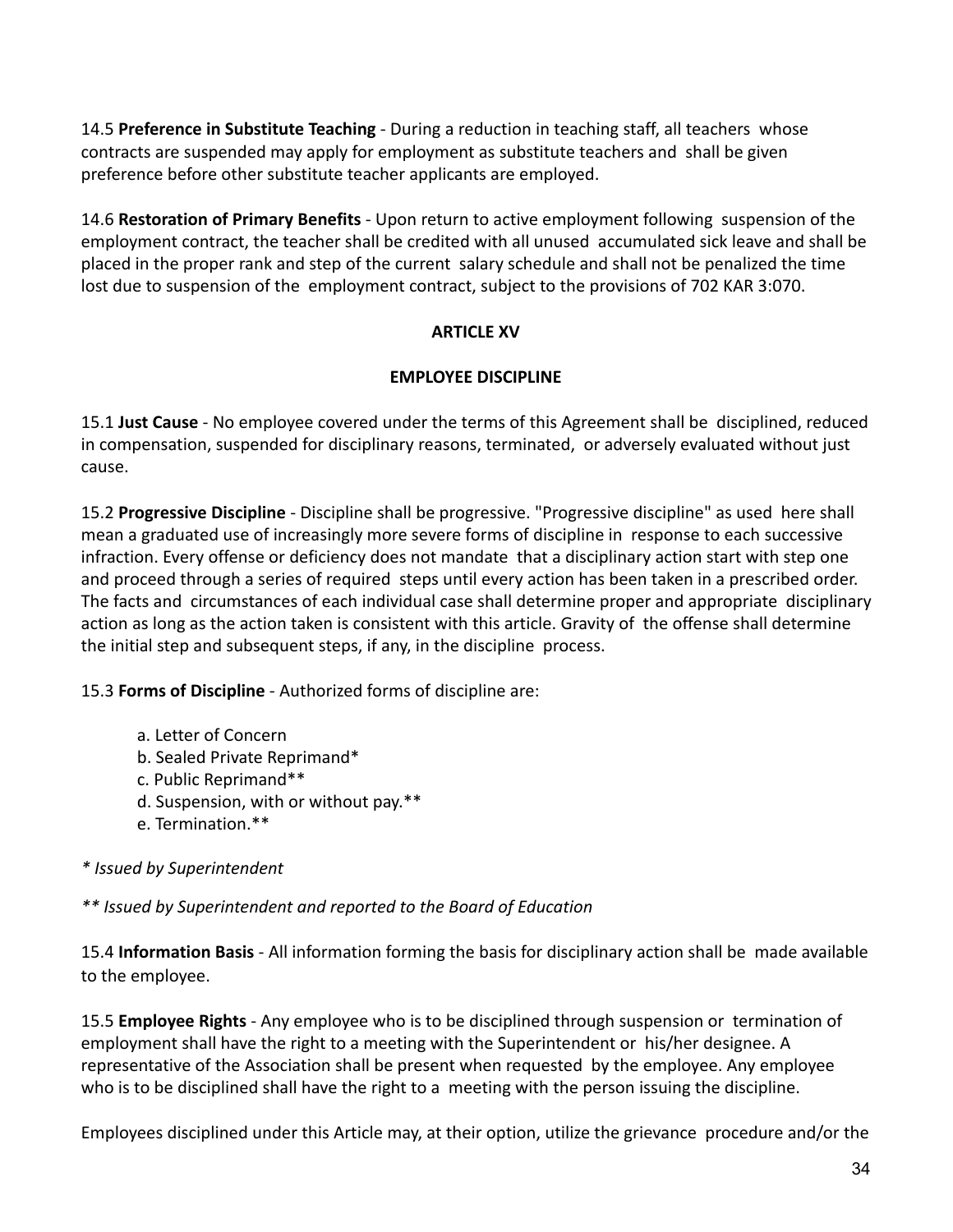14.5 **Preference in Substitute Teaching** - During a reduction in teaching staff, all teachers whose contracts are suspended may apply for employment as substitute teachers and shall be given preference before other substitute teacher applicants are employed.

14.6 **Restoration of Primary Benefits** - Upon return to active employment following suspension of the employment contract, the teacher shall be credited with all unused accumulated sick leave and shall be placed in the proper rank and step of the current salary schedule and shall not be penalized the time lost due to suspension of the employment contract, subject to the provisions of 702 KAR 3:070.

## ARTICLE XV

## EMPLOYEE DISCIPLINE

15.1 **Just Cause** - No employee covered under the terms of this Agreement shall be disciplined, reduced in compensation, suspended for disciplinary reasons, terminated, or adversely evaluated without just cause.

15.2 **Progressive Discipline** - Discipline shall be progressive. "Progressive discipline" as used here shall mean a graduated use of increasingly more severe forms of discipline in response to each successive infraction. Every offense or deficiency does not mandate that a disciplinary action start with step one and proceed through a series of required steps until every action has been taken in a prescribed order. The facts and circumstances of each individual case shall determine proper and appropriate disciplinary action as long as the action taken is consistent with this article. Gravity of the offense shall determine the initial step and subsequent steps, if any, in the discipline process.

15.3 **Forms of Discipline** - Authorized forms of discipline are:

a. Letter of Concern
b. Sealed Private Reprimand*
c. Public Reprimand**
d. Suspension, with or without pay.**
e. Termination.**

*\* Issued by Superintendent*

*\*\* Issued by Superintendent and reported to the Board of Education*

15.4 **Information Basis** - All information forming the basis for disciplinary action shall be made available to the employee.

15.5 **Employee Rights** - Any employee who is to be disciplined through suspension or termination of employment shall have the right to a meeting with the Superintendent or his/her designee. A representative of the Association shall be present when requested by the employee. Any employee who is to be disciplined shall have the right to a meeting with the person issuing the discipline.

Employees disciplined under this Article may, at their option, utilize the grievance procedure and/or the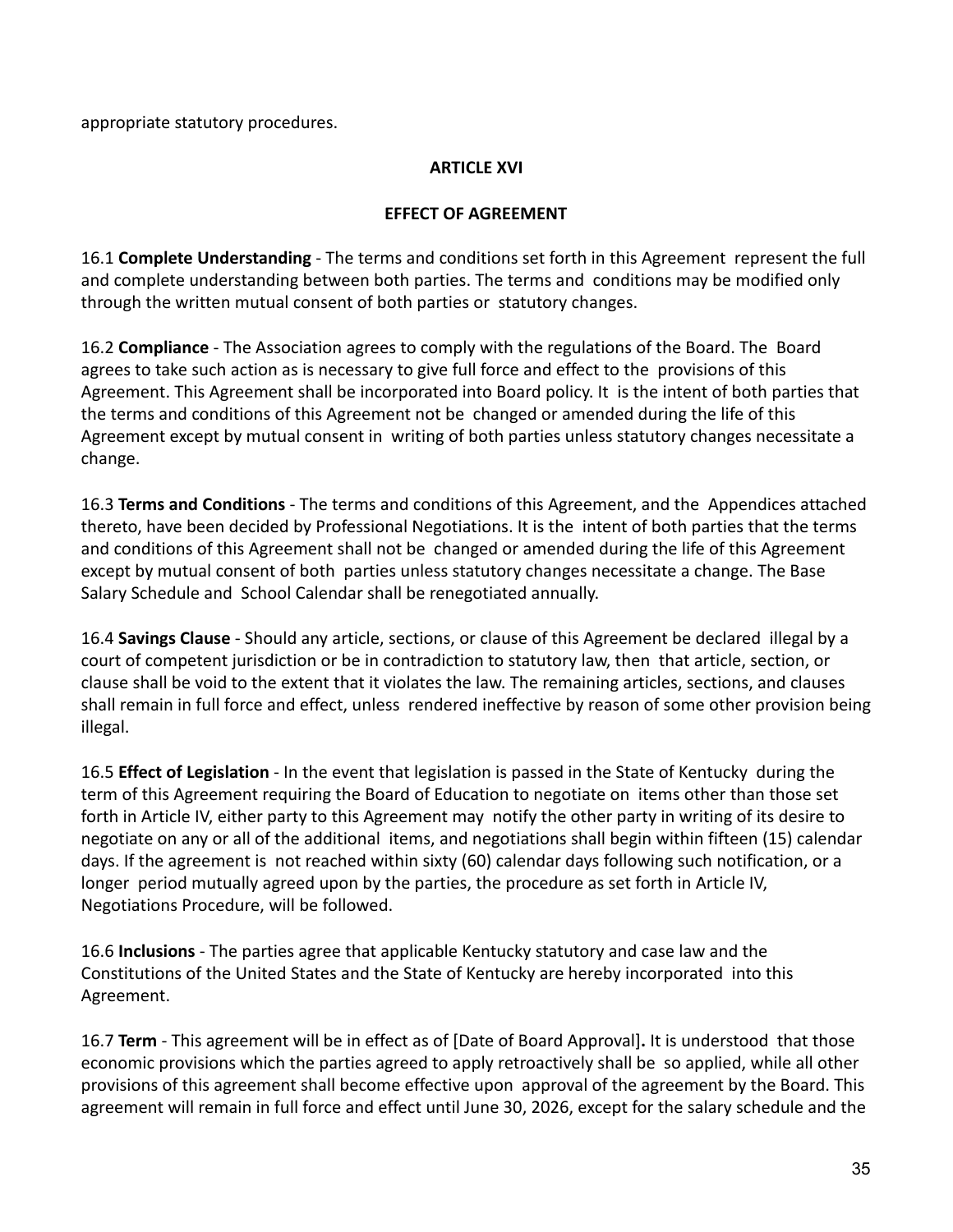appropriate statutory procedures.

## ARTICLE XVI

## EFFECT OF AGREEMENT

16.1 **Complete Understanding** - The terms and conditions set forth in this Agreement represent the full and complete understanding between both parties. The terms and conditions may be modified only through the written mutual consent of both parties or statutory changes.

16.2 **Compliance** - The Association agrees to comply with the regulations of the Board. The Board agrees to take such action as is necessary to give full force and effect to the provisions of this Agreement. This Agreement shall be incorporated into Board policy. It is the intent of both parties that the terms and conditions of this Agreement not be changed or amended during the life of this Agreement except by mutual consent in writing of both parties unless statutory changes necessitate a change.

16.3 **Terms and Conditions** - The terms and conditions of this Agreement, and the Appendices attached thereto, have been decided by Professional Negotiations. It is the intent of both parties that the terms and conditions of this Agreement shall not be changed or amended during the life of this Agreement except by mutual consent of both parties unless statutory changes necessitate a change. The Base Salary Schedule and School Calendar shall be renegotiated annually.

16.4 **Savings Clause** - Should any article, sections, or clause of this Agreement be declared illegal by a court of competent jurisdiction or be in contradiction to statutory law, then that article, section, or clause shall be void to the extent that it violates the law. The remaining articles, sections, and clauses shall remain in full force and effect, unless rendered ineffective by reason of some other provision being illegal.

16.5 **Effect of Legislation** - In the event that legislation is passed in the State of Kentucky during the term of this Agreement requiring the Board of Education to negotiate on items other than those set forth in Article IV, either party to this Agreement may notify the other party in writing of its desire to negotiate on any or all of the additional items, and negotiations shall begin within fifteen (15) calendar days. If the agreement is not reached within sixty (60) calendar days following such notification, or a longer period mutually agreed upon by the parties, the procedure as set forth in Article IV, Negotiations Procedure, will be followed.

16.6 **Inclusions** - The parties agree that applicable Kentucky statutory and case law and the Constitutions of the United States and the State of Kentucky are hereby incorporated into this Agreement.

16.7 **Term** - This agreement will be in effect as of [Date of Board Approval]**.** It is understood that those economic provisions which the parties agreed to apply retroactively shall be so applied, while all other provisions of this agreement shall become effective upon approval of the agreement by the Board. This agreement will remain in full force and effect until June 30, 2026, except for the salary schedule and the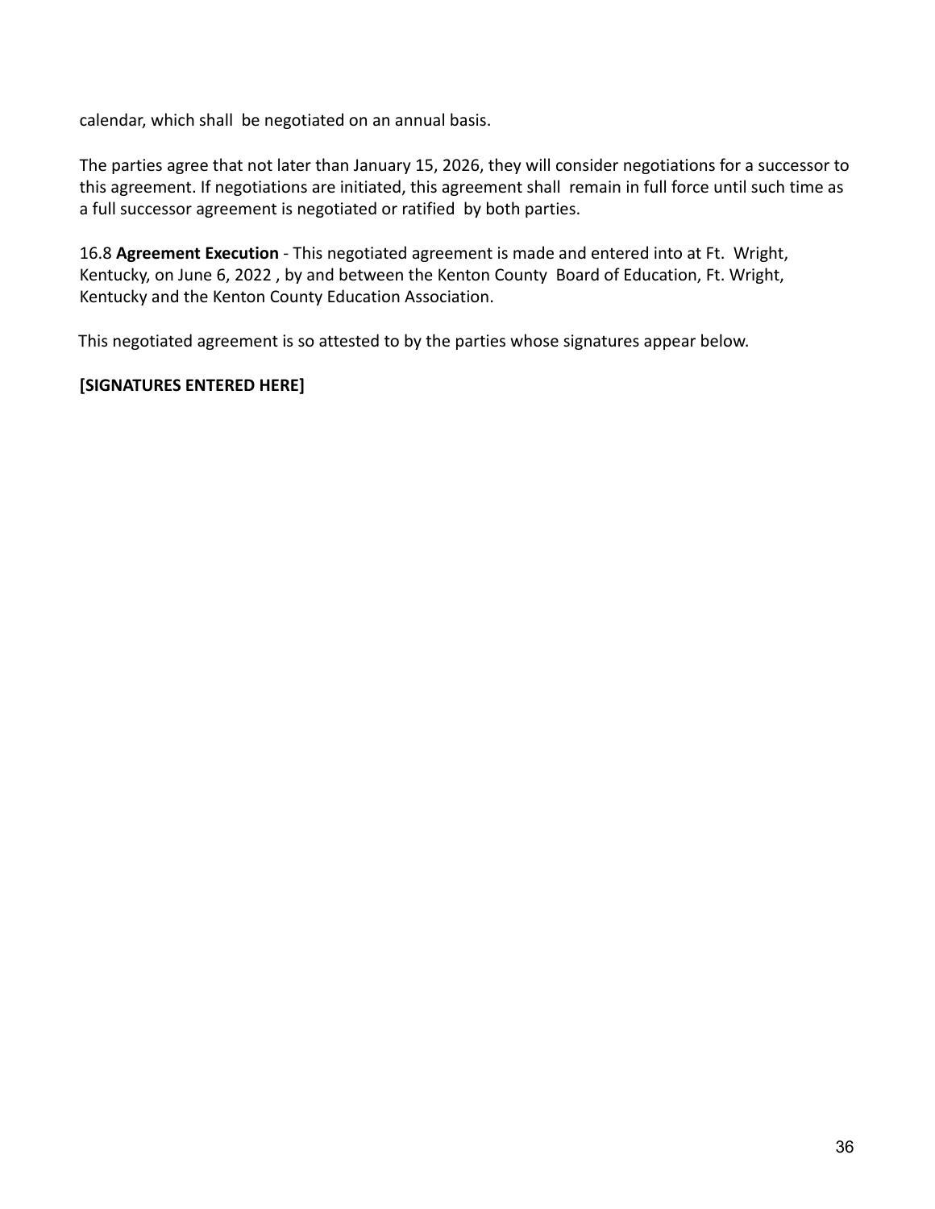calendar, which shall be negotiated on an annual basis.

The parties agree that not later than January 15, 2026, they will consider negotiations for a successor to this agreement. If negotiations are initiated, this agreement shall remain in full force until such time as a full successor agreement is negotiated or ratified by both parties.

16.8 **Agreement Execution** - This negotiated agreement is made and entered into at Ft. Wright, Kentucky, on June 6, 2022 , by and between the Kenton County Board of Education, Ft. Wright, Kentucky and the Kenton County Education Association.

This negotiated agreement is so attested to by the parties whose signatures appear below.

**[SIGNATURES ENTERED HERE]**